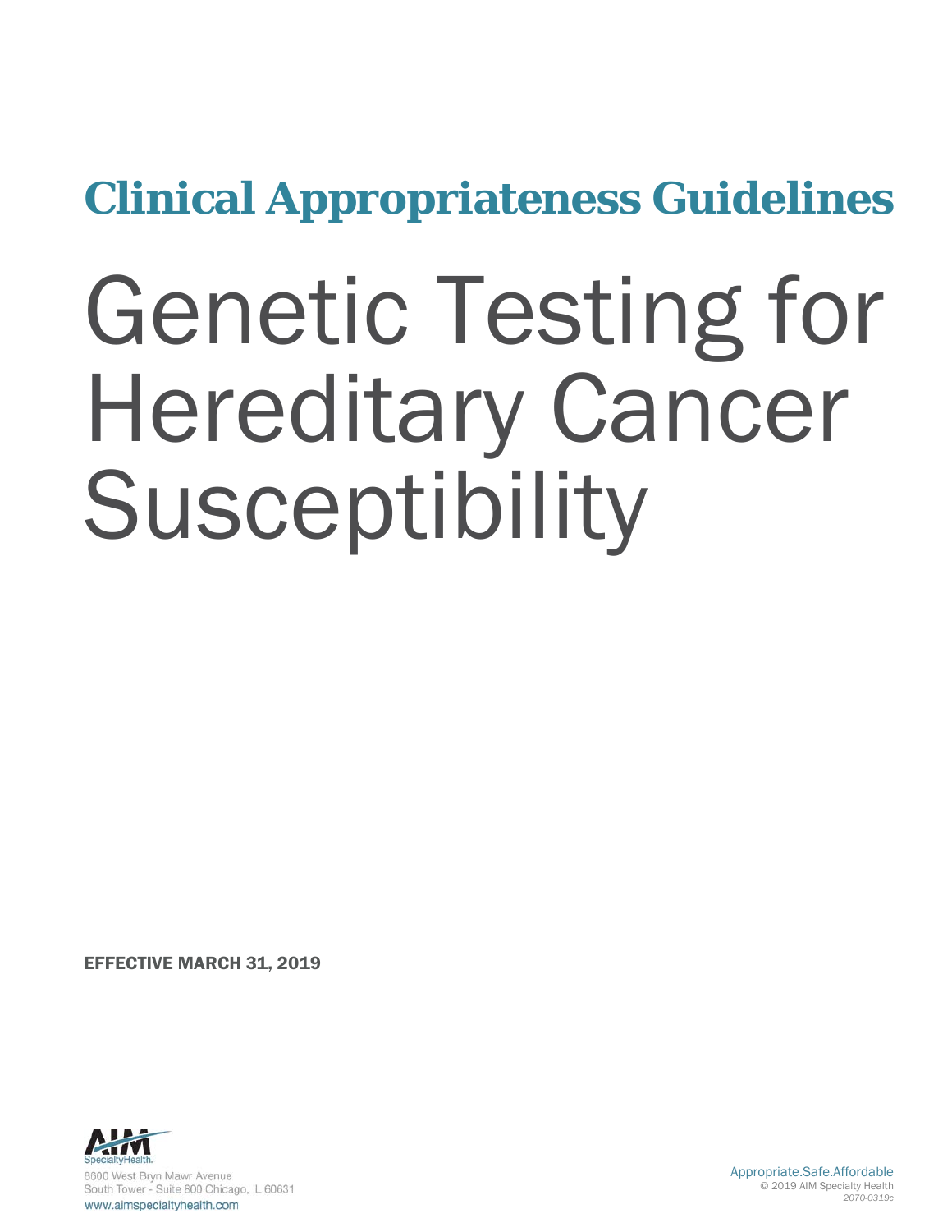## Clinical Appropriateness Guidelines

# Genetic Testing for Hereditary Cancer Susceptibility

**EFFECTIVE MARCH 31, 2019**

AIM SpecialtyHealth.
8600 West Bryn Mawr Avenue
South Tower - Suite 800 Chicago, IL 60631
www.aimspecialtyhealth.com

Appropriate.Safe.Affordable
© 2019 AIM Specialty Health
*2070-0319c*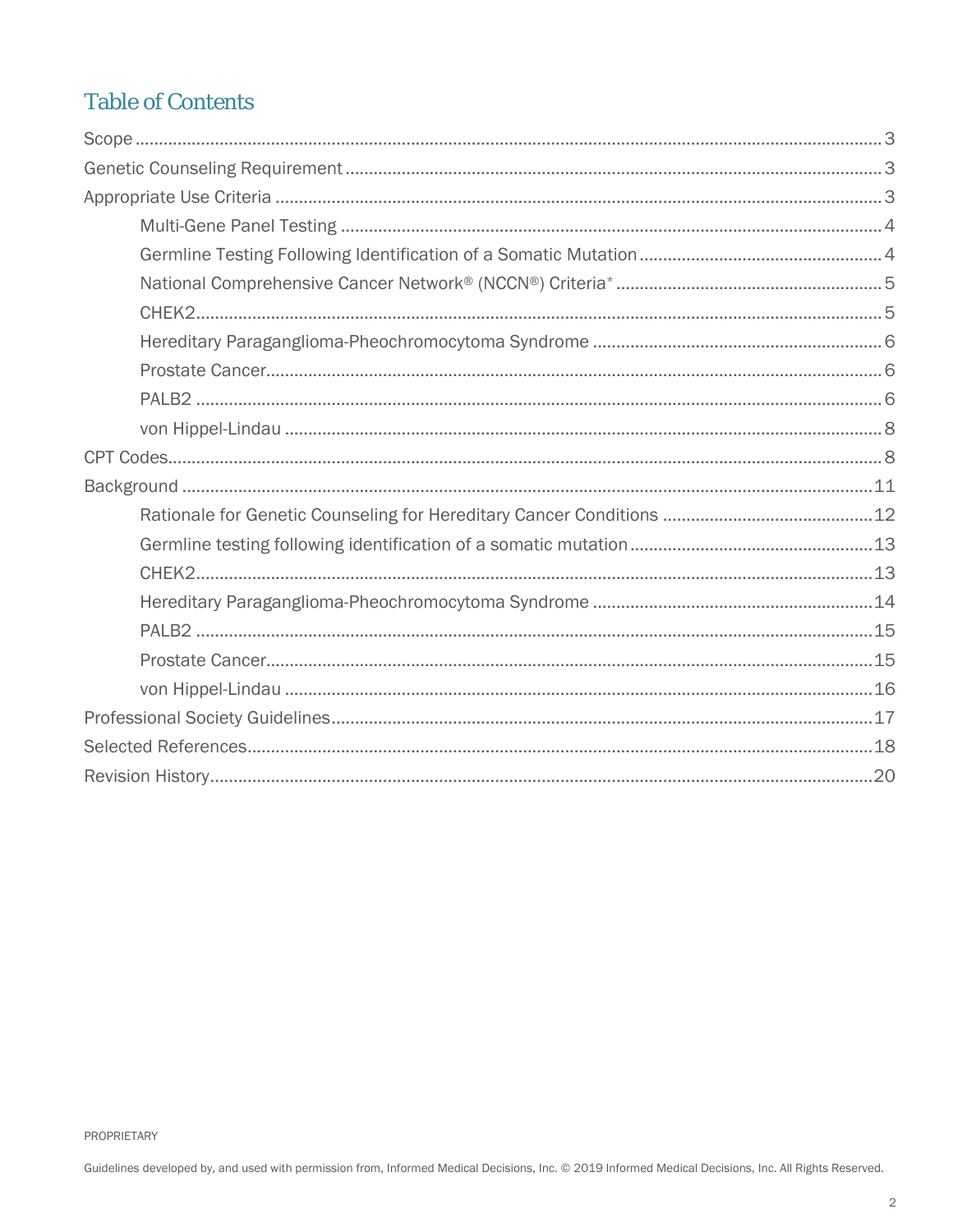## Table of Contents

- Scope ..... 3
- Genetic Counseling Requirement ..... 3
- Appropriate Use Criteria ..... 3
  - Multi-Gene Panel Testing ..... 4
  - Germline Testing Following Identification of a Somatic Mutation ..... 4
  - National Comprehensive Cancer Network® (NCCN®) Criteria* ..... 5
  - CHEK2 ..... 5
  - Hereditary Paraganglioma-Pheochromocytoma Syndrome ..... 6
  - Prostate Cancer ..... 6
  - PALB2 ..... 6
  - von Hippel-Lindau ..... 8
- CPT Codes ..... 8
- Background ..... 11
  - Rationale for Genetic Counseling for Hereditary Cancer Conditions ..... 12
  - Germline testing following identification of a somatic mutation ..... 13
  - CHEK2 ..... 13
  - Hereditary Paraganglioma-Pheochromocytoma Syndrome ..... 14
  - PALB2 ..... 15
  - Prostate Cancer ..... 15
  - von Hippel-Lindau ..... 16
- Professional Society Guidelines ..... 17
- Selected References ..... 18
- Revision History ..... 20

PROPRIETARY

Guidelines developed by, and used with permission from, Informed Medical Decisions, Inc. © 2019 Informed Medical Decisions, Inc. All Rights Reserved.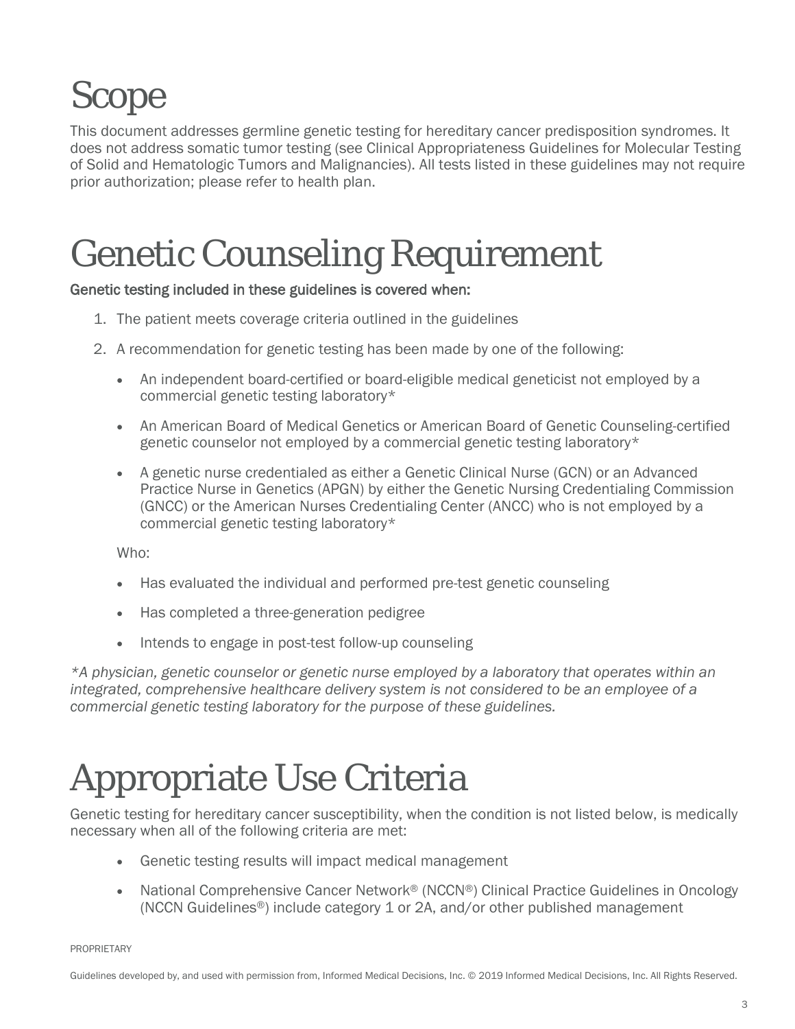# Scope

This document addresses germline genetic testing for hereditary cancer predisposition syndromes. It does not address somatic tumor testing (see Clinical Appropriateness Guidelines for Molecular Testing of Solid and Hematologic Tumors and Malignancies). All tests listed in these guidelines may not require prior authorization; please refer to health plan.

# Genetic Counseling Requirement

**Genetic testing included in these guidelines is covered when:**

1. The patient meets coverage criteria outlined in the guidelines
2. A recommendation for genetic testing has been made by one of the following:
   - An independent board-certified or board-eligible medical geneticist not employed by a commercial genetic testing laboratory*
   - An American Board of Medical Genetics or American Board of Genetic Counseling-certified genetic counselor not employed by a commercial genetic testing laboratory*
   - A genetic nurse credentialed as either a Genetic Clinical Nurse (GCN) or an Advanced Practice Nurse in Genetics (APGN) by either the Genetic Nursing Credentialing Commission (GNCC) or the American Nurses Credentialing Center (ANCC) who is not employed by a commercial genetic testing laboratory*

   Who:

   - Has evaluated the individual and performed pre-test genetic counseling
   - Has completed a three-generation pedigree
   - Intends to engage in post-test follow-up counseling

*\*A physician, genetic counselor or genetic nurse employed by a laboratory that operates within an integrated, comprehensive healthcare delivery system is not considered to be an employee of a commercial genetic testing laboratory for the purpose of these guidelines.*

# Appropriate Use Criteria

Genetic testing for hereditary cancer susceptibility, when the condition is not listed below, is medically necessary when all of the following criteria are met:

- Genetic testing results will impact medical management
- National Comprehensive Cancer Network® (NCCN®) Clinical Practice Guidelines in Oncology (NCCN Guidelines®) include category 1 or 2A, and/or other published management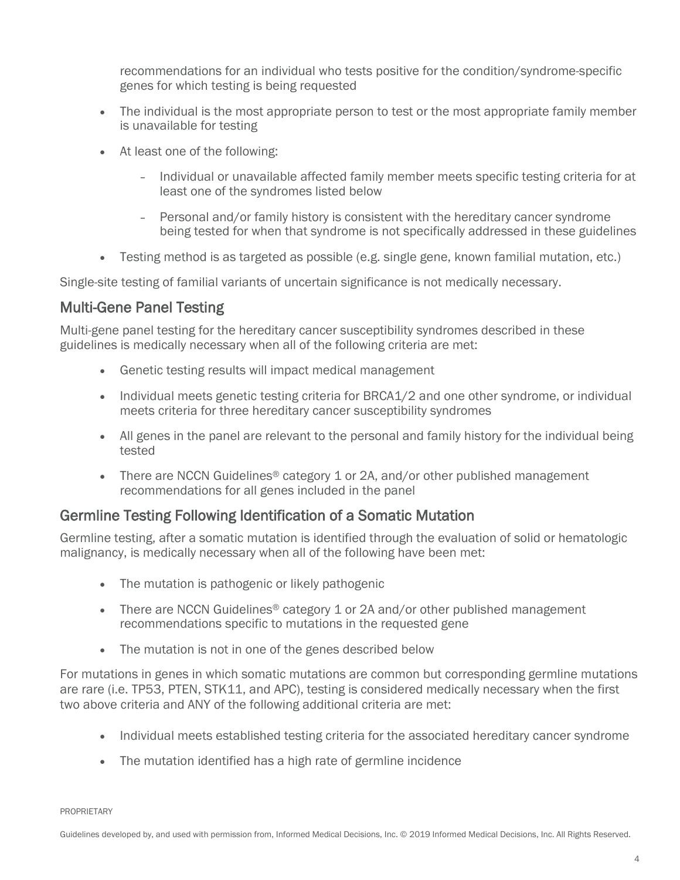recommendations for an individual who tests positive for the condition/syndrome-specific genes for which testing is being requested

- The individual is the most appropriate person to test or the most appropriate family member is unavailable for testing
- At least one of the following:
  - Individual or unavailable affected family member meets specific testing criteria for at least one of the syndromes listed below
  - Personal and/or family history is consistent with the hereditary cancer syndrome being tested for when that syndrome is not specifically addressed in these guidelines
- Testing method is as targeted as possible (e.g. single gene, known familial mutation, etc.)

Single-site testing of familial variants of uncertain significance is not medically necessary.

## Multi-Gene Panel Testing

Multi-gene panel testing for the hereditary cancer susceptibility syndromes described in these guidelines is medically necessary when all of the following criteria are met:

- Genetic testing results will impact medical management
- Individual meets genetic testing criteria for BRCA1/2 and one other syndrome, or individual meets criteria for three hereditary cancer susceptibility syndromes
- All genes in the panel are relevant to the personal and family history for the individual being tested
- There are NCCN Guidelines® category 1 or 2A, and/or other published management recommendations for all genes included in the panel

## Germline Testing Following Identification of a Somatic Mutation

Germline testing, after a somatic mutation is identified through the evaluation of solid or hematologic malignancy, is medically necessary when all of the following have been met:

- The mutation is pathogenic or likely pathogenic
- There are NCCN Guidelines® category 1 or 2A and/or other published management recommendations specific to mutations in the requested gene
- The mutation is not in one of the genes described below

For mutations in genes in which somatic mutations are common but corresponding germline mutations are rare (i.e. TP53, PTEN, STK11, and APC), testing is considered medically necessary when the first two above criteria and ANY of the following additional criteria are met:

- Individual meets established testing criteria for the associated hereditary cancer syndrome
- The mutation identified has a high rate of germline incidence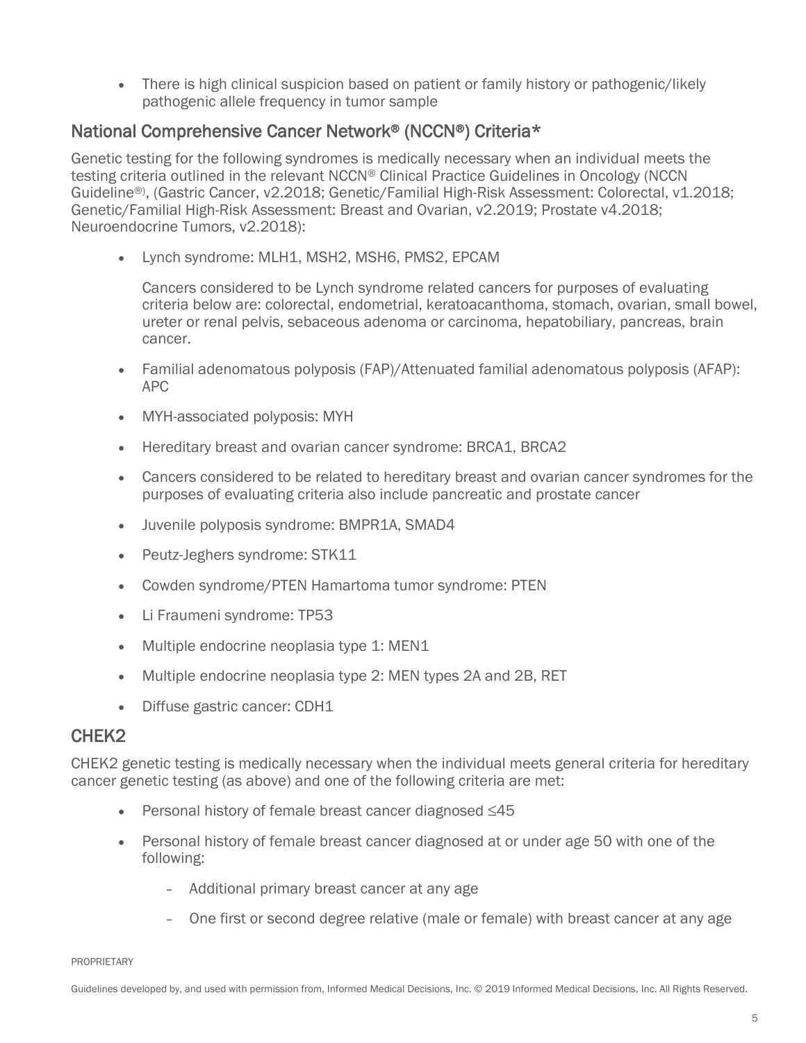- There is high clinical suspicion based on patient or family history or pathogenic/likely pathogenic allele frequency in tumor sample

## National Comprehensive Cancer Network® (NCCN®) Criteria*

Genetic testing for the following syndromes is medically necessary when an individual meets the testing criteria outlined in the relevant NCCN® Clinical Practice Guidelines in Oncology (NCCN Guideline®), (Gastric Cancer, v2.2018; Genetic/Familial High-Risk Assessment: Colorectal, v1.2018; Genetic/Familial High-Risk Assessment: Breast and Ovarian, v2.2019; Prostate v4.2018; Neuroendocrine Tumors, v2.2018):

- Lynch syndrome: MLH1, MSH2, MSH6, PMS2, EPCAM

  Cancers considered to be Lynch syndrome related cancers for purposes of evaluating criteria below are: colorectal, endometrial, keratoacanthoma, stomach, ovarian, small bowel, ureter or renal pelvis, sebaceous adenoma or carcinoma, hepatobiliary, pancreas, brain cancer.

- Familial adenomatous polyposis (FAP)/Attenuated familial adenomatous polyposis (AFAP): APC
- MYH-associated polyposis: MYH
- Hereditary breast and ovarian cancer syndrome: BRCA1, BRCA2
- Cancers considered to be related to hereditary breast and ovarian cancer syndromes for the purposes of evaluating criteria also include pancreatic and prostate cancer
- Juvenile polyposis syndrome: BMPR1A, SMAD4
- Peutz-Jeghers syndrome: STK11
- Cowden syndrome/PTEN Hamartoma tumor syndrome: PTEN
- Li Fraumeni syndrome: TP53
- Multiple endocrine neoplasia type 1: MEN1
- Multiple endocrine neoplasia type 2: MEN types 2A and 2B, RET
- Diffuse gastric cancer: CDH1

## CHEK2

CHEK2 genetic testing is medically necessary when the individual meets general criteria for hereditary cancer genetic testing (as above) and one of the following criteria are met:

- Personal history of female breast cancer diagnosed ≤45
- Personal history of female breast cancer diagnosed at or under age 50 with one of the following:
  - Additional primary breast cancer at any age
  - One first or second degree relative (male or female) with breast cancer at any age

PROPRIETARY

Guidelines developed by, and used with permission from, Informed Medical Decisions, Inc. © 2019 Informed Medical Decisions, Inc. All Rights Reserved.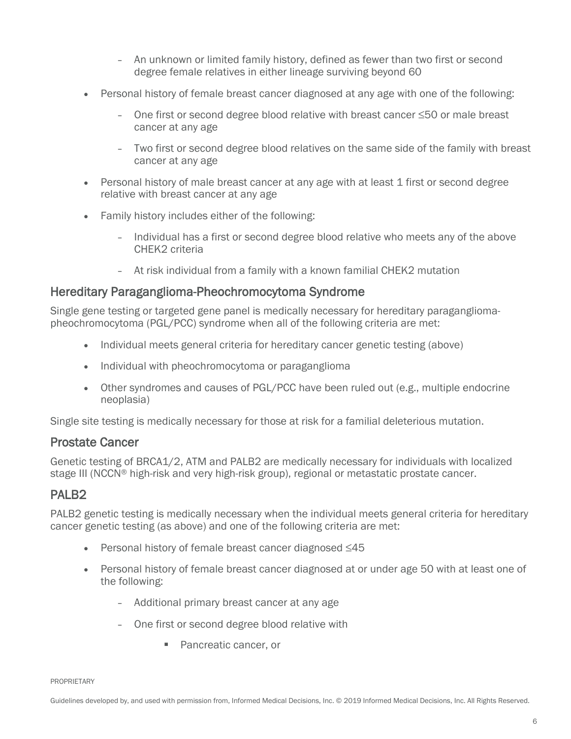- An unknown or limited family history, defined as fewer than two first or second degree female relatives in either lineage surviving beyond 60
- Personal history of female breast cancer diagnosed at any age with one of the following:
  - One first or second degree blood relative with breast cancer ≤50 or male breast cancer at any age
  - Two first or second degree blood relatives on the same side of the family with breast cancer at any age
- Personal history of male breast cancer at any age with at least 1 first or second degree relative with breast cancer at any age
- Family history includes either of the following:
  - Individual has a first or second degree blood relative who meets any of the above CHEK2 criteria
  - At risk individual from a family with a known familial CHEK2 mutation

## Hereditary Paraganglioma-Pheochromocytoma Syndrome

Single gene testing or targeted gene panel is medically necessary for hereditary paraganglioma-pheochromocytoma (PGL/PCC) syndrome when all of the following criteria are met:

- Individual meets general criteria for hereditary cancer genetic testing (above)
- Individual with pheochromocytoma or paraganglioma
- Other syndromes and causes of PGL/PCC have been ruled out (e.g., multiple endocrine neoplasia)

Single site testing is medically necessary for those at risk for a familial deleterious mutation.

## Prostate Cancer

Genetic testing of BRCA1/2, ATM and PALB2 are medically necessary for individuals with localized stage III (NCCN® high-risk and very high-risk group), regional or metastatic prostate cancer.

## PALB2

PALB2 genetic testing is medically necessary when the individual meets general criteria for hereditary cancer genetic testing (as above) and one of the following criteria are met:

- Personal history of female breast cancer diagnosed ≤45
- Personal history of female breast cancer diagnosed at or under age 50 with at least one of the following:
  - Additional primary breast cancer at any age
  - One first or second degree blood relative with
    - Pancreatic cancer, or

PROPRIETARY

Guidelines developed by, and used with permission from, Informed Medical Decisions, Inc. © 2019 Informed Medical Decisions, Inc. All Rights Reserved.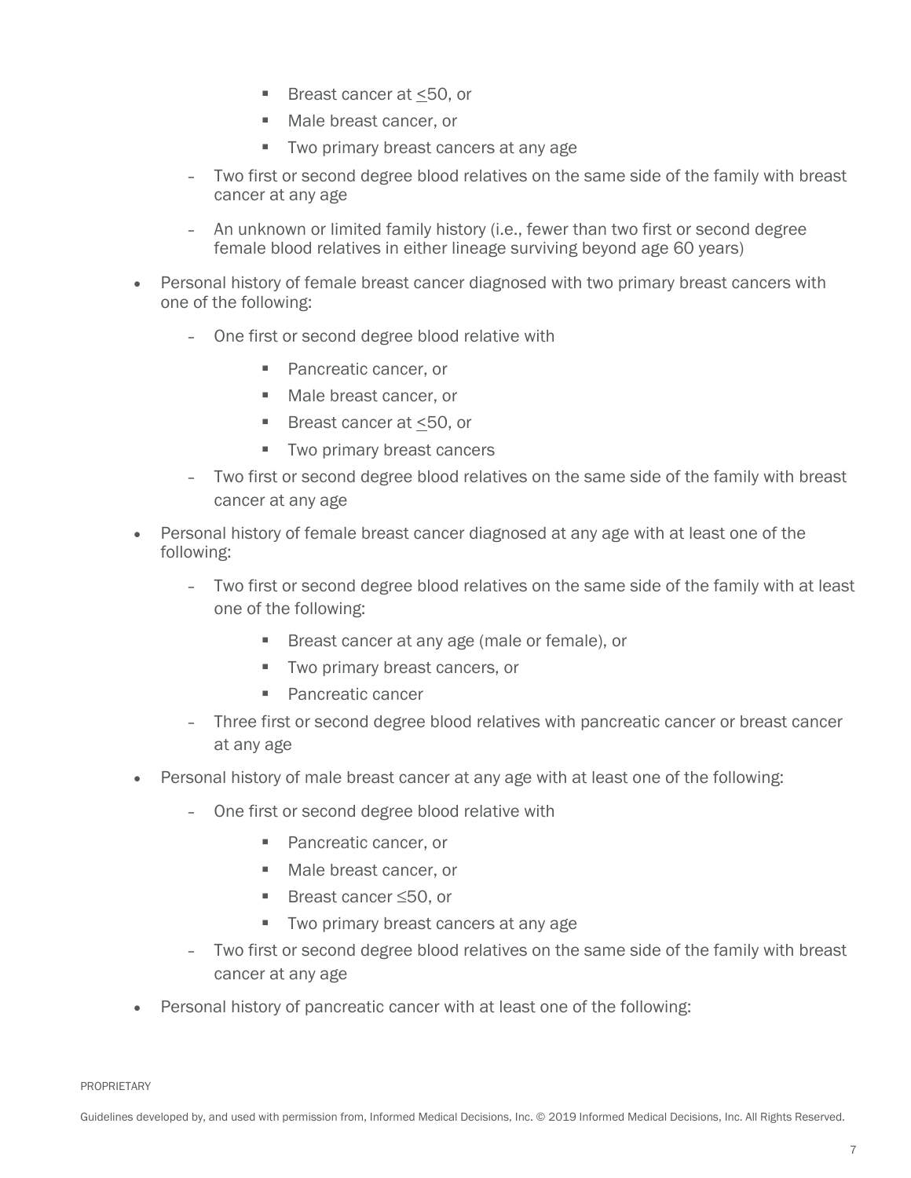- Breast cancer at ≤50, or
    - Male breast cancer, or
    - Two primary breast cancers at any age
  - Two first or second degree blood relatives on the same side of the family with breast cancer at any age
  - An unknown or limited family history (i.e., fewer than two first or second degree female blood relatives in either lineage surviving beyond age 60 years)
- Personal history of female breast cancer diagnosed with two primary breast cancers with one of the following:
  - One first or second degree blood relative with
    - Pancreatic cancer, or
    - Male breast cancer, or
    - Breast cancer at ≤50, or
    - Two primary breast cancers
  - Two first or second degree blood relatives on the same side of the family with breast cancer at any age
- Personal history of female breast cancer diagnosed at any age with at least one of the following:
  - Two first or second degree blood relatives on the same side of the family with at least one of the following:
    - Breast cancer at any age (male or female), or
    - Two primary breast cancers, or
    - Pancreatic cancer
  - Three first or second degree blood relatives with pancreatic cancer or breast cancer at any age
- Personal history of male breast cancer at any age with at least one of the following:
  - One first or second degree blood relative with
    - Pancreatic cancer, or
    - Male breast cancer, or
    - Breast cancer ≤50, or
    - Two primary breast cancers at any age
  - Two first or second degree blood relatives on the same side of the family with breast cancer at any age
- Personal history of pancreatic cancer with at least one of the following:

PROPRIETARY

Guidelines developed by, and used with permission from, Informed Medical Decisions, Inc. © 2019 Informed Medical Decisions, Inc. All Rights Reserved.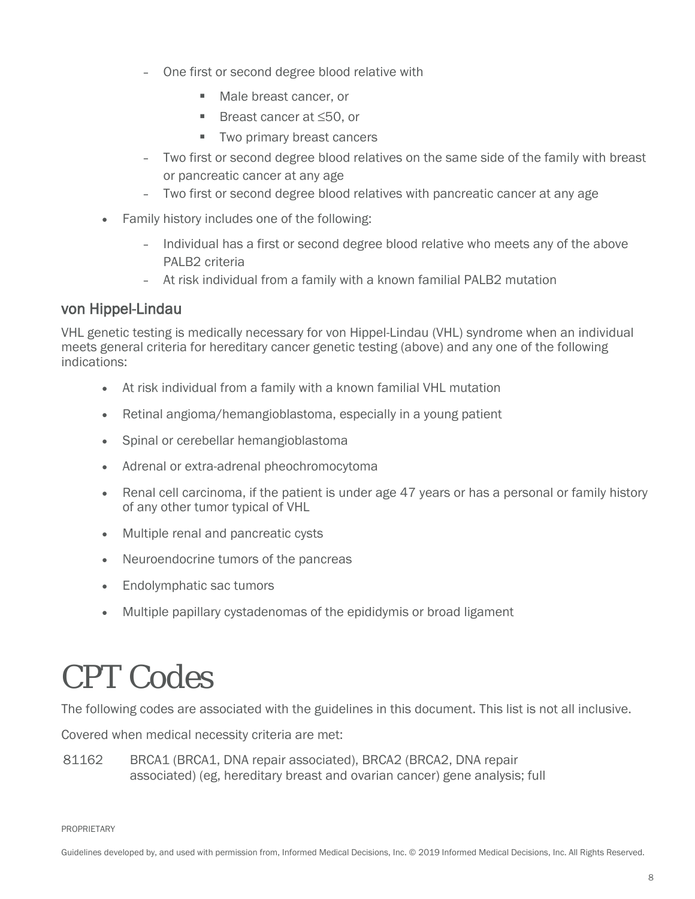- One first or second degree blood relative with
    - Male breast cancer, or
    - Breast cancer at ≤50, or
    - Two primary breast cancers
  - Two first or second degree blood relatives on the same side of the family with breast or pancreatic cancer at any age
  - Two first or second degree blood relatives with pancreatic cancer at any age
- Family history includes one of the following:
  - Individual has a first or second degree blood relative who meets any of the above PALB2 criteria
  - At risk individual from a family with a known familial PALB2 mutation

### von Hippel-Lindau

VHL genetic testing is medically necessary for von Hippel-Lindau (VHL) syndrome when an individual meets general criteria for hereditary cancer genetic testing (above) and any one of the following indications:

- At risk individual from a family with a known familial VHL mutation
- Retinal angioma/hemangioblastoma, especially in a young patient
- Spinal or cerebellar hemangioblastoma
- Adrenal or extra-adrenal pheochromocytoma
- Renal cell carcinoma, if the patient is under age 47 years or has a personal or family history of any other tumor typical of VHL
- Multiple renal and pancreatic cysts
- Neuroendocrine tumors of the pancreas
- Endolymphatic sac tumors
- Multiple papillary cystadenomas of the epididymis or broad ligament

# CPT Codes

The following codes are associated with the guidelines in this document. This list is not all inclusive.

Covered when medical necessity criteria are met:

| | |
|---|---|
| 81162 | BRCA1 (BRCA1, DNA repair associated), BRCA2 (BRCA2, DNA repair associated) (eg, hereditary breast and ovarian cancer) gene analysis; full |

PROPRIETARY

Guidelines developed by, and used with permission from, Informed Medical Decisions, Inc. © 2019 Informed Medical Decisions, Inc. All Rights Reserved.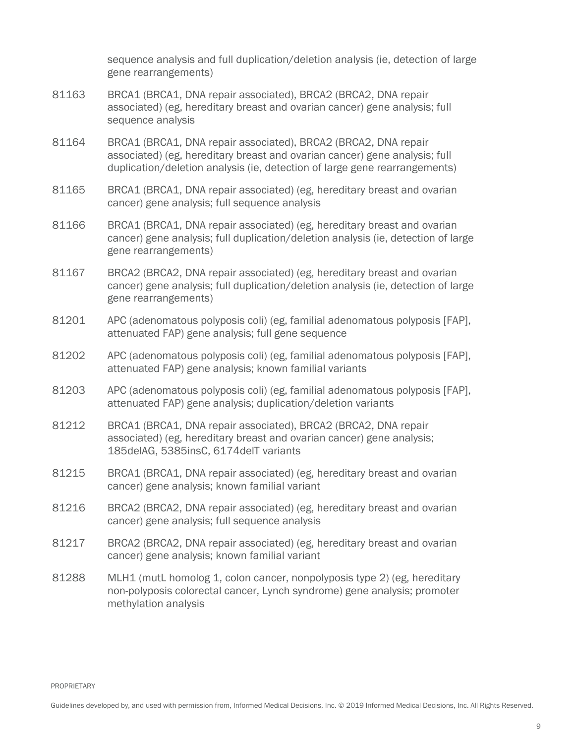sequence analysis and full duplication/deletion analysis (ie, detection of large gene rearrangements)

| | |
|---|---|
| 81163 | BRCA1 (BRCA1, DNA repair associated), BRCA2 (BRCA2, DNA repair associated) (eg, hereditary breast and ovarian cancer) gene analysis; full sequence analysis |
| 81164 | BRCA1 (BRCA1, DNA repair associated), BRCA2 (BRCA2, DNA repair associated) (eg, hereditary breast and ovarian cancer) gene analysis; full duplication/deletion analysis (ie, detection of large gene rearrangements) |
| 81165 | BRCA1 (BRCA1, DNA repair associated) (eg, hereditary breast and ovarian cancer) gene analysis; full sequence analysis |
| 81166 | BRCA1 (BRCA1, DNA repair associated) (eg, hereditary breast and ovarian cancer) gene analysis; full duplication/deletion analysis (ie, detection of large gene rearrangements) |
| 81167 | BRCA2 (BRCA2, DNA repair associated) (eg, hereditary breast and ovarian cancer) gene analysis; full duplication/deletion analysis (ie, detection of large gene rearrangements) |
| 81201 | APC (adenomatous polyposis coli) (eg, familial adenomatous polyposis [FAP], attenuated FAP) gene analysis; full gene sequence |
| 81202 | APC (adenomatous polyposis coli) (eg, familial adenomatous polyposis [FAP], attenuated FAP) gene analysis; known familial variants |
| 81203 | APC (adenomatous polyposis coli) (eg, familial adenomatous polyposis [FAP], attenuated FAP) gene analysis; duplication/deletion variants |
| 81212 | BRCA1 (BRCA1, DNA repair associated), BRCA2 (BRCA2, DNA repair associated) (eg, hereditary breast and ovarian cancer) gene analysis; 185delAG, 5385insC, 6174delT variants |
| 81215 | BRCA1 (BRCA1, DNA repair associated) (eg, hereditary breast and ovarian cancer) gene analysis; known familial variant |
| 81216 | BRCA2 (BRCA2, DNA repair associated) (eg, hereditary breast and ovarian cancer) gene analysis; full sequence analysis |
| 81217 | BRCA2 (BRCA2, DNA repair associated) (eg, hereditary breast and ovarian cancer) gene analysis; known familial variant |
| 81288 | MLH1 (mutL homolog 1, colon cancer, nonpolyposis type 2) (eg, hereditary non-polyposis colorectal cancer, Lynch syndrome) gene analysis; promoter methylation analysis |

PROPRIETARY

Guidelines developed by, and used with permission from, Informed Medical Decisions, Inc. © 2019 Informed Medical Decisions, Inc. All Rights Reserved.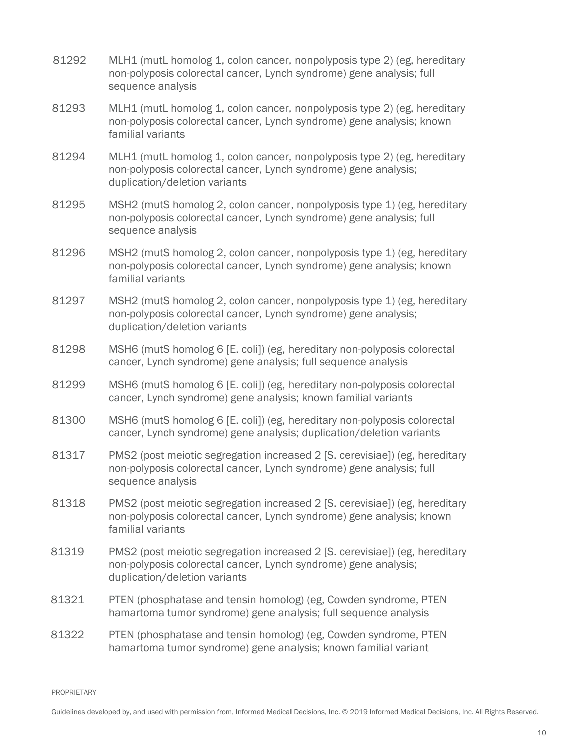| | |
|---|---|
| 81292 | MLH1 (mutL homolog 1, colon cancer, nonpolyposis type 2) (eg, hereditary non-polyposis colorectal cancer, Lynch syndrome) gene analysis; full sequence analysis |
| 81293 | MLH1 (mutL homolog 1, colon cancer, nonpolyposis type 2) (eg, hereditary non-polyposis colorectal cancer, Lynch syndrome) gene analysis; known familial variants |
| 81294 | MLH1 (mutL homolog 1, colon cancer, nonpolyposis type 2) (eg, hereditary non-polyposis colorectal cancer, Lynch syndrome) gene analysis; duplication/deletion variants |
| 81295 | MSH2 (mutS homolog 2, colon cancer, nonpolyposis type 1) (eg, hereditary non-polyposis colorectal cancer, Lynch syndrome) gene analysis; full sequence analysis |
| 81296 | MSH2 (mutS homolog 2, colon cancer, nonpolyposis type 1) (eg, hereditary non-polyposis colorectal cancer, Lynch syndrome) gene analysis; known familial variants |
| 81297 | MSH2 (mutS homolog 2, colon cancer, nonpolyposis type 1) (eg, hereditary non-polyposis colorectal cancer, Lynch syndrome) gene analysis; duplication/deletion variants |
| 81298 | MSH6 (mutS homolog 6 [E. coli]) (eg, hereditary non-polyposis colorectal cancer, Lynch syndrome) gene analysis; full sequence analysis |
| 81299 | MSH6 (mutS homolog 6 [E. coli]) (eg, hereditary non-polyposis colorectal cancer, Lynch syndrome) gene analysis; known familial variants |
| 81300 | MSH6 (mutS homolog 6 [E. coli]) (eg, hereditary non-polyposis colorectal cancer, Lynch syndrome) gene analysis; duplication/deletion variants |
| 81317 | PMS2 (post meiotic segregation increased 2 [S. cerevisiae]) (eg, hereditary non-polyposis colorectal cancer, Lynch syndrome) gene analysis; full sequence analysis |
| 81318 | PMS2 (post meiotic segregation increased 2 [S. cerevisiae]) (eg, hereditary non-polyposis colorectal cancer, Lynch syndrome) gene analysis; known familial variants |
| 81319 | PMS2 (post meiotic segregation increased 2 [S. cerevisiae]) (eg, hereditary non-polyposis colorectal cancer, Lynch syndrome) gene analysis; duplication/deletion variants |
| 81321 | PTEN (phosphatase and tensin homolog) (eg, Cowden syndrome, PTEN hamartoma tumor syndrome) gene analysis; full sequence analysis |
| 81322 | PTEN (phosphatase and tensin homolog) (eg, Cowden syndrome, PTEN hamartoma tumor syndrome) gene analysis; known familial variant |

PROPRIETARY

Guidelines developed by, and used with permission from, Informed Medical Decisions, Inc. © 2019 Informed Medical Decisions, Inc. All Rights Reserved.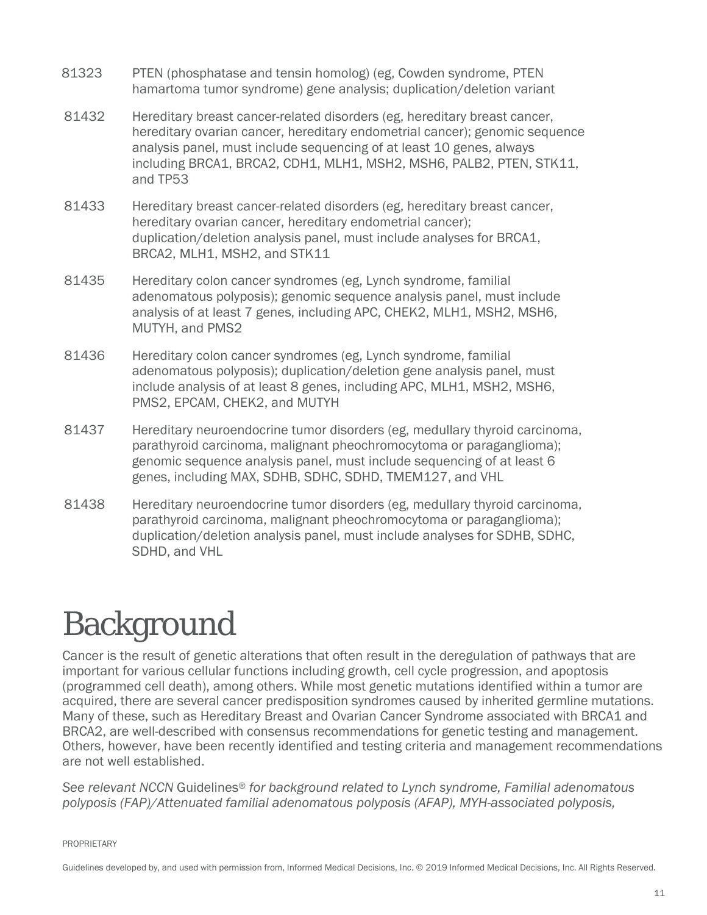| | |
|---|---|
| 81323 | PTEN (phosphatase and tensin homolog) (eg, Cowden syndrome, PTEN hamartoma tumor syndrome) gene analysis; duplication/deletion variant |
| 81432 | Hereditary breast cancer-related disorders (eg, hereditary breast cancer, hereditary ovarian cancer, hereditary endometrial cancer); genomic sequence analysis panel, must include sequencing of at least 10 genes, always including BRCA1, BRCA2, CDH1, MLH1, MSH2, MSH6, PALB2, PTEN, STK11, and TP53 |
| 81433 | Hereditary breast cancer-related disorders (eg, hereditary breast cancer, hereditary ovarian cancer, hereditary endometrial cancer); duplication/deletion analysis panel, must include analyses for BRCA1, BRCA2, MLH1, MSH2, and STK11 |
| 81435 | Hereditary colon cancer syndromes (eg, Lynch syndrome, familial adenomatous polyposis); genomic sequence analysis panel, must include analysis of at least 7 genes, including APC, CHEK2, MLH1, MSH2, MSH6, MUTYH, and PMS2 |
| 81436 | Hereditary colon cancer syndromes (eg, Lynch syndrome, familial adenomatous polyposis); duplication/deletion gene analysis panel, must include analysis of at least 8 genes, including APC, MLH1, MSH2, MSH6, PMS2, EPCAM, CHEK2, and MUTYH |
| 81437 | Hereditary neuroendocrine tumor disorders (eg, medullary thyroid carcinoma, parathyroid carcinoma, malignant pheochromocytoma or paraganglioma); genomic sequence analysis panel, must include sequencing of at least 6 genes, including MAX, SDHB, SDHC, SDHD, TMEM127, and VHL |
| 81438 | Hereditary neuroendocrine tumor disorders (eg, medullary thyroid carcinoma, parathyroid carcinoma, malignant pheochromocytoma or paraganglioma); duplication/deletion analysis panel, must include analyses for SDHB, SDHC, SDHD, and VHL |

# Background

Cancer is the result of genetic alterations that often result in the deregulation of pathways that are important for various cellular functions including growth, cell cycle progression, and apoptosis (programmed cell death), among others. While most genetic mutations identified within a tumor are acquired, there are several cancer predisposition syndromes caused by inherited germline mutations. Many of these, such as Hereditary Breast and Ovarian Cancer Syndrome associated with BRCA1 and BRCA2, are well-described with consensus recommendations for genetic testing and management. Others, however, have been recently identified and testing criteria and management recommendations are not well established.

*See relevant NCCN* Guidelines® *for background related to Lynch syndrome, Familial adenomatous polyposis (FAP)/Attenuated familial adenomatous polyposis (AFAP), MYH-associated polyposis,*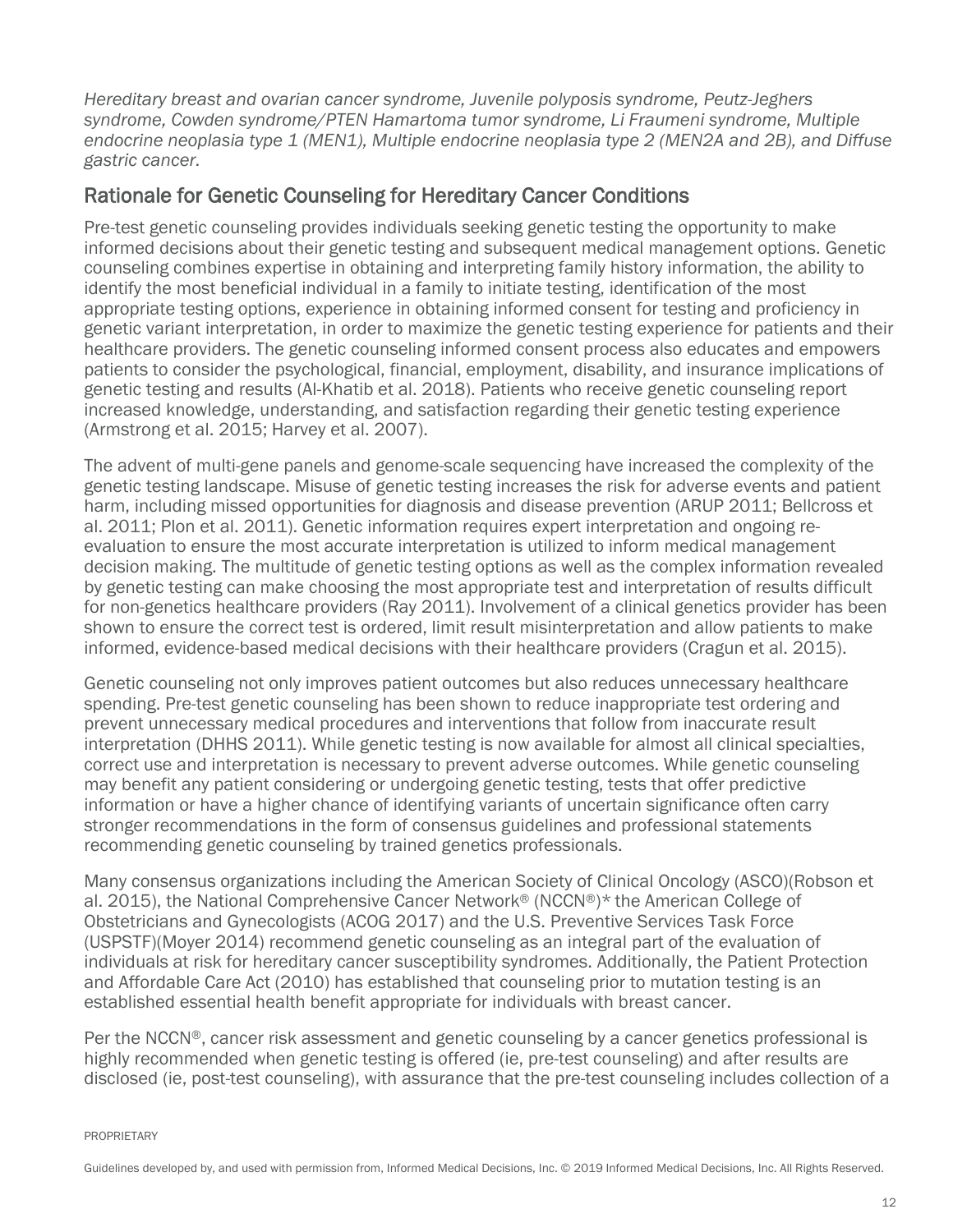*Hereditary breast and ovarian cancer syndrome, Juvenile polyposis syndrome, Peutz-Jeghers syndrome, Cowden syndrome/PTEN Hamartoma tumor syndrome, Li Fraumeni syndrome, Multiple endocrine neoplasia type 1 (MEN1), Multiple endocrine neoplasia type 2 (MEN2A and 2B), and Diffuse gastric cancer.*

## Rationale for Genetic Counseling for Hereditary Cancer Conditions

Pre-test genetic counseling provides individuals seeking genetic testing the opportunity to make informed decisions about their genetic testing and subsequent medical management options. Genetic counseling combines expertise in obtaining and interpreting family history information, the ability to identify the most beneficial individual in a family to initiate testing, identification of the most appropriate testing options, experience in obtaining informed consent for testing and proficiency in genetic variant interpretation, in order to maximize the genetic testing experience for patients and their healthcare providers. The genetic counseling informed consent process also educates and empowers patients to consider the psychological, financial, employment, disability, and insurance implications of genetic testing and results (Al-Khatib et al. 2018). Patients who receive genetic counseling report increased knowledge, understanding, and satisfaction regarding their genetic testing experience (Armstrong et al. 2015; Harvey et al. 2007).

The advent of multi-gene panels and genome-scale sequencing have increased the complexity of the genetic testing landscape. Misuse of genetic testing increases the risk for adverse events and patient harm, including missed opportunities for diagnosis and disease prevention (ARUP 2011; Bellcross et al. 2011; Plon et al. 2011). Genetic information requires expert interpretation and ongoing re-evaluation to ensure the most accurate interpretation is utilized to inform medical management decision making. The multitude of genetic testing options as well as the complex information revealed by genetic testing can make choosing the most appropriate test and interpretation of results difficult for non-genetics healthcare providers (Ray 2011). Involvement of a clinical genetics provider has been shown to ensure the correct test is ordered, limit result misinterpretation and allow patients to make informed, evidence-based medical decisions with their healthcare providers (Cragun et al. 2015).

Genetic counseling not only improves patient outcomes but also reduces unnecessary healthcare spending. Pre-test genetic counseling has been shown to reduce inappropriate test ordering and prevent unnecessary medical procedures and interventions that follow from inaccurate result interpretation (DHHS 2011). While genetic testing is now available for almost all clinical specialties, correct use and interpretation is necessary to prevent adverse outcomes. While genetic counseling may benefit any patient considering or undergoing genetic testing, tests that offer predictive information or have a higher chance of identifying variants of uncertain significance often carry stronger recommendations in the form of consensus guidelines and professional statements recommending genetic counseling by trained genetics professionals.

Many consensus organizations including the American Society of Clinical Oncology (ASCO)(Robson et al. 2015), the National Comprehensive Cancer Network® (NCCN®)* the American College of Obstetricians and Gynecologists (ACOG 2017) and the U.S. Preventive Services Task Force (USPSTF)(Moyer 2014) recommend genetic counseling as an integral part of the evaluation of individuals at risk for hereditary cancer susceptibility syndromes. Additionally, the Patient Protection and Affordable Care Act (2010) has established that counseling prior to mutation testing is an established essential health benefit appropriate for individuals with breast cancer.

Per the NCCN®, cancer risk assessment and genetic counseling by a cancer genetics professional is highly recommended when genetic testing is offered (ie, pre-test counseling) and after results are disclosed (ie, post-test counseling), with assurance that the pre-test counseling includes collection of a

PROPRIETARY

Guidelines developed by, and used with permission from, Informed Medical Decisions, Inc. © 2019 Informed Medical Decisions, Inc. All Rights Reserved.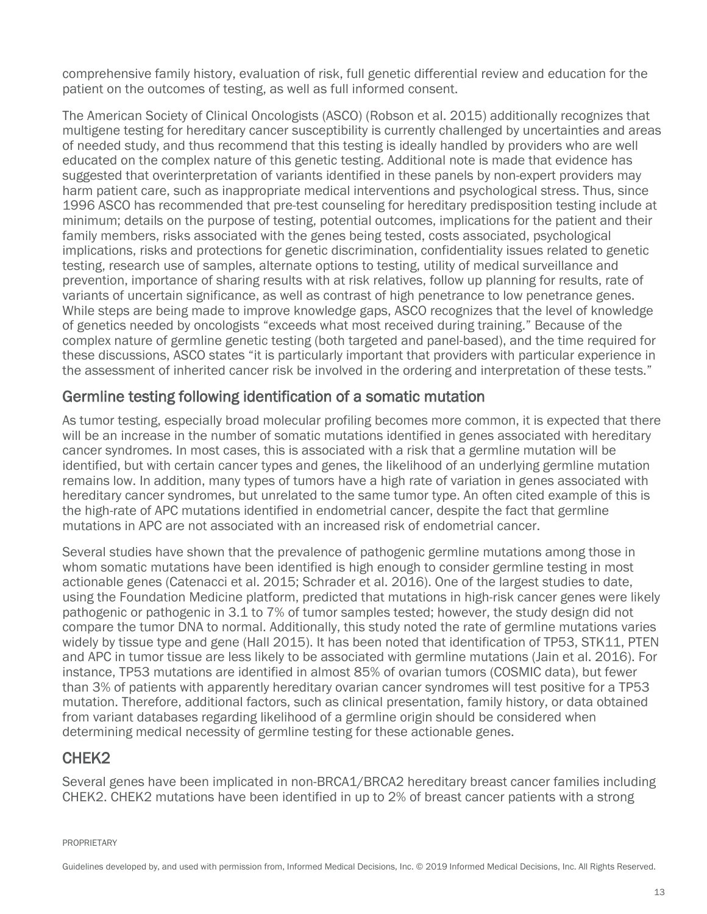comprehensive family history, evaluation of risk, full genetic differential review and education for the patient on the outcomes of testing, as well as full informed consent.

The American Society of Clinical Oncologists (ASCO) (Robson et al. 2015) additionally recognizes that multigene testing for hereditary cancer susceptibility is currently challenged by uncertainties and areas of needed study, and thus recommend that this testing is ideally handled by providers who are well educated on the complex nature of this genetic testing. Additional note is made that evidence has suggested that overinterpretation of variants identified in these panels by non-expert providers may harm patient care, such as inappropriate medical interventions and psychological stress. Thus, since 1996 ASCO has recommended that pre-test counseling for hereditary predisposition testing include at minimum; details on the purpose of testing, potential outcomes, implications for the patient and their family members, risks associated with the genes being tested, costs associated, psychological implications, risks and protections for genetic discrimination, confidentiality issues related to genetic testing, research use of samples, alternate options to testing, utility of medical surveillance and prevention, importance of sharing results with at risk relatives, follow up planning for results, rate of variants of uncertain significance, as well as contrast of high penetrance to low penetrance genes. While steps are being made to improve knowledge gaps, ASCO recognizes that the level of knowledge of genetics needed by oncologists "exceeds what most received during training." Because of the complex nature of germline genetic testing (both targeted and panel-based), and the time required for these discussions, ASCO states "it is particularly important that providers with particular experience in the assessment of inherited cancer risk be involved in the ordering and interpretation of these tests."

## Germline testing following identification of a somatic mutation

As tumor testing, especially broad molecular profiling becomes more common, it is expected that there will be an increase in the number of somatic mutations identified in genes associated with hereditary cancer syndromes. In most cases, this is associated with a risk that a germline mutation will be identified, but with certain cancer types and genes, the likelihood of an underlying germline mutation remains low. In addition, many types of tumors have a high rate of variation in genes associated with hereditary cancer syndromes, but unrelated to the same tumor type. An often cited example of this is the high-rate of APC mutations identified in endometrial cancer, despite the fact that germline mutations in APC are not associated with an increased risk of endometrial cancer.

Several studies have shown that the prevalence of pathogenic germline mutations among those in whom somatic mutations have been identified is high enough to consider germline testing in most actionable genes (Catenacci et al. 2015; Schrader et al. 2016). One of the largest studies to date, using the Foundation Medicine platform, predicted that mutations in high-risk cancer genes were likely pathogenic or pathogenic in 3.1 to 7% of tumor samples tested; however, the study design did not compare the tumor DNA to normal. Additionally, this study noted the rate of germline mutations varies widely by tissue type and gene (Hall 2015). It has been noted that identification of TP53, STK11, PTEN and APC in tumor tissue are less likely to be associated with germline mutations (Jain et al. 2016). For instance, TP53 mutations are identified in almost 85% of ovarian tumors (COSMIC data), but fewer than 3% of patients with apparently hereditary ovarian cancer syndromes will test positive for a TP53 mutation. Therefore, additional factors, such as clinical presentation, family history, or data obtained from variant databases regarding likelihood of a germline origin should be considered when determining medical necessity of germline testing for these actionable genes.

## CHEK2

Several genes have been implicated in non-BRCA1/BRCA2 hereditary breast cancer families including CHEK2. CHEK2 mutations have been identified in up to 2% of breast cancer patients with a strong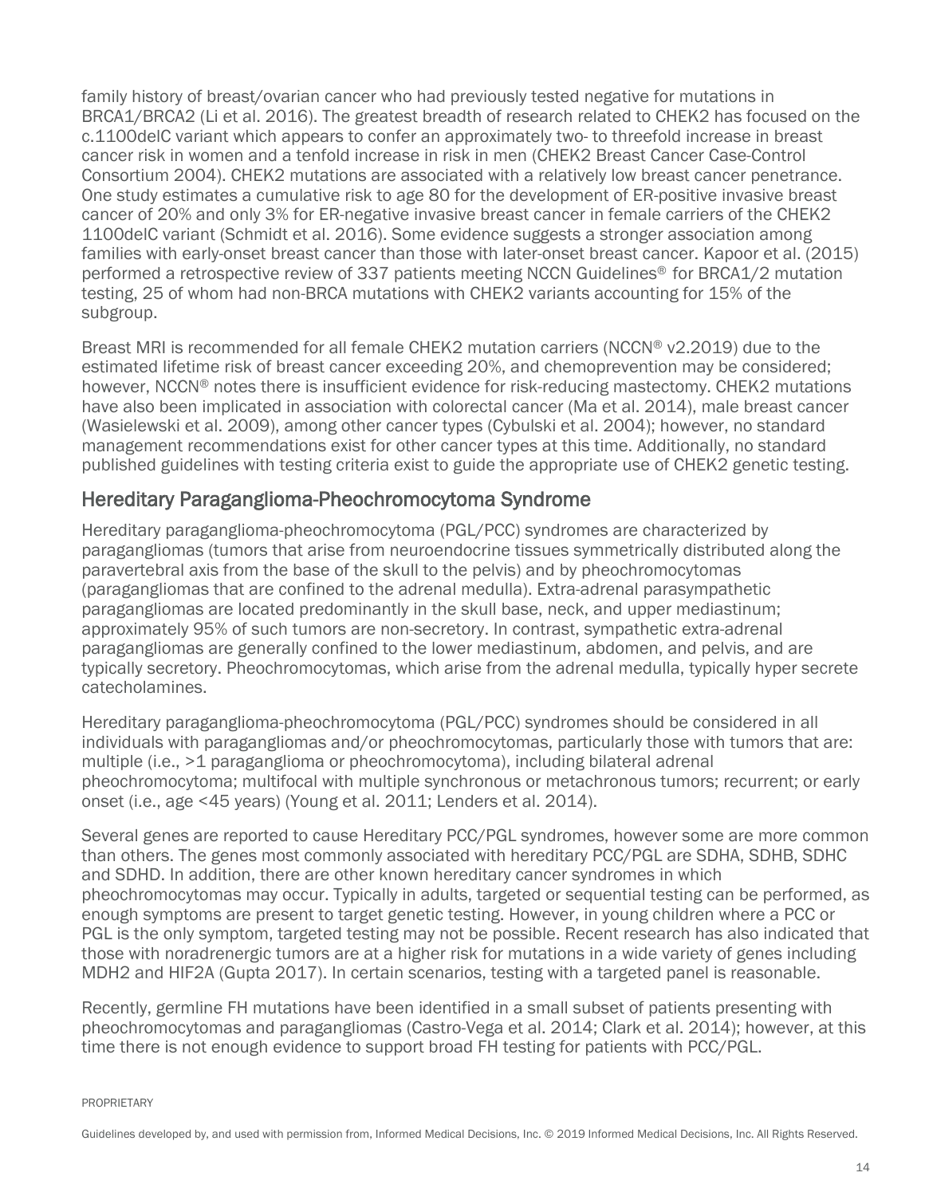family history of breast/ovarian cancer who had previously tested negative for mutations in BRCA1/BRCA2 (Li et al. 2016). The greatest breadth of research related to CHEK2 has focused on the c.1100delC variant which appears to confer an approximately two- to threefold increase in breast cancer risk in women and a tenfold increase in risk in men (CHEK2 Breast Cancer Case-Control Consortium 2004). CHEK2 mutations are associated with a relatively low breast cancer penetrance. One study estimates a cumulative risk to age 80 for the development of ER-positive invasive breast cancer of 20% and only 3% for ER-negative invasive breast cancer in female carriers of the CHEK2 1100delC variant (Schmidt et al. 2016). Some evidence suggests a stronger association among families with early-onset breast cancer than those with later-onset breast cancer. Kapoor et al. (2015) performed a retrospective review of 337 patients meeting NCCN Guidelines® for BRCA1/2 mutation testing, 25 of whom had non-BRCA mutations with CHEK2 variants accounting for 15% of the subgroup.

Breast MRI is recommended for all female CHEK2 mutation carriers (NCCN® v2.2019) due to the estimated lifetime risk of breast cancer exceeding 20%, and chemoprevention may be considered; however, NCCN® notes there is insufficient evidence for risk-reducing mastectomy. CHEK2 mutations have also been implicated in association with colorectal cancer (Ma et al. 2014), male breast cancer (Wasielewski et al. 2009), among other cancer types (Cybulski et al. 2004); however, no standard management recommendations exist for other cancer types at this time. Additionally, no standard published guidelines with testing criteria exist to guide the appropriate use of CHEK2 genetic testing.

## Hereditary Paraganglioma-Pheochromocytoma Syndrome

Hereditary paraganglioma-pheochromocytoma (PGL/PCC) syndromes are characterized by paragangliomas (tumors that arise from neuroendocrine tissues symmetrically distributed along the paravertebral axis from the base of the skull to the pelvis) and by pheochromocytomas (paragangliomas that are confined to the adrenal medulla). Extra-adrenal parasympathetic paragangliomas are located predominantly in the skull base, neck, and upper mediastinum; approximately 95% of such tumors are non-secretory. In contrast, sympathetic extra-adrenal paragangliomas are generally confined to the lower mediastinum, abdomen, and pelvis, and are typically secretory. Pheochromocytomas, which arise from the adrenal medulla, typically hyper secrete catecholamines.

Hereditary paraganglioma-pheochromocytoma (PGL/PCC) syndromes should be considered in all individuals with paragangliomas and/or pheochromocytomas, particularly those with tumors that are: multiple (i.e., >1 paraganglioma or pheochromocytoma), including bilateral adrenal pheochromocytoma; multifocal with multiple synchronous or metachronous tumors; recurrent; or early onset (i.e., age <45 years) (Young et al. 2011; Lenders et al. 2014).

Several genes are reported to cause Hereditary PCC/PGL syndromes, however some are more common than others. The genes most commonly associated with hereditary PCC/PGL are SDHA, SDHB, SDHC and SDHD. In addition, there are other known hereditary cancer syndromes in which pheochromocytomas may occur. Typically in adults, targeted or sequential testing can be performed, as enough symptoms are present to target genetic testing. However, in young children where a PCC or PGL is the only symptom, targeted testing may not be possible. Recent research has also indicated that those with noradrenergic tumors are at a higher risk for mutations in a wide variety of genes including MDH2 and HIF2A (Gupta 2017). In certain scenarios, testing with a targeted panel is reasonable.

Recently, germline FH mutations have been identified in a small subset of patients presenting with pheochromocytomas and paragangliomas (Castro-Vega et al. 2014; Clark et al. 2014); however, at this time there is not enough evidence to support broad FH testing for patients with PCC/PGL.

PROPRIETARY

Guidelines developed by, and used with permission from, Informed Medical Decisions, Inc. © 2019 Informed Medical Decisions, Inc. All Rights Reserved.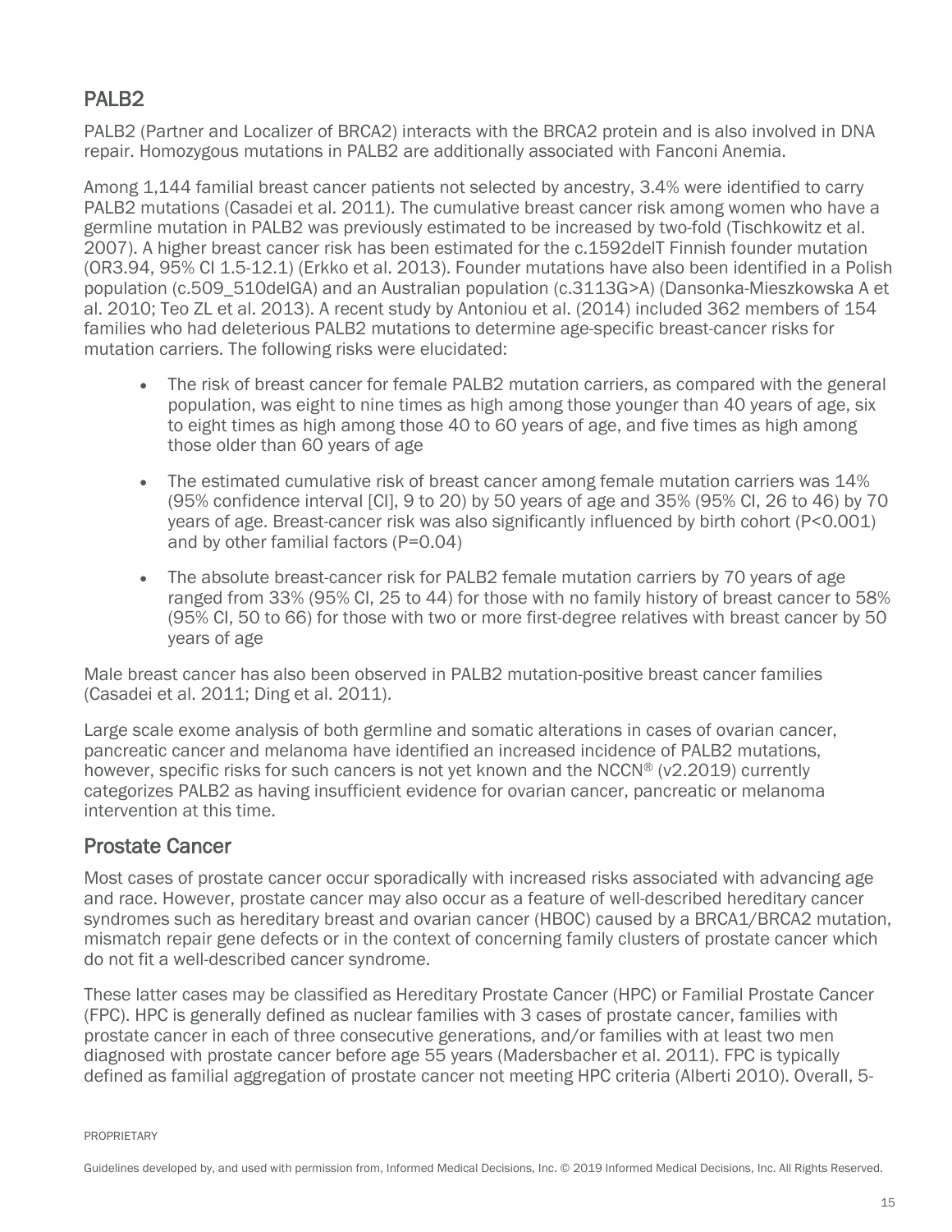## PALB2

PALB2 (Partner and Localizer of BRCA2) interacts with the BRCA2 protein and is also involved in DNA repair. Homozygous mutations in PALB2 are additionally associated with Fanconi Anemia.

Among 1,144 familial breast cancer patients not selected by ancestry, 3.4% were identified to carry PALB2 mutations (Casadei et al. 2011). The cumulative breast cancer risk among women who have a germline mutation in PALB2 was previously estimated to be increased by two-fold (Tischkowitz et al. 2007). A higher breast cancer risk has been estimated for the c.1592delT Finnish founder mutation (OR3.94, 95% CI 1.5-12.1) (Erkko et al. 2013). Founder mutations have also been identified in a Polish population (c.509_510delGA) and an Australian population (c.3113G>A) (Dansonka-Mieszkowska A et al. 2010; Teo ZL et al. 2013). A recent study by Antoniou et al. (2014) included 362 members of 154 families who had deleterious PALB2 mutations to determine age-specific breast-cancer risks for mutation carriers. The following risks were elucidated:

- The risk of breast cancer for female PALB2 mutation carriers, as compared with the general population, was eight to nine times as high among those younger than 40 years of age, six to eight times as high among those 40 to 60 years of age, and five times as high among those older than 60 years of age
- The estimated cumulative risk of breast cancer among female mutation carriers was 14% (95% confidence interval [CI], 9 to 20) by 50 years of age and 35% (95% CI, 26 to 46) by 70 years of age. Breast-cancer risk was also significantly influenced by birth cohort (P<0.001) and by other familial factors (P=0.04)
- The absolute breast-cancer risk for PALB2 female mutation carriers by 70 years of age ranged from 33% (95% CI, 25 to 44) for those with no family history of breast cancer to 58% (95% CI, 50 to 66) for those with two or more first-degree relatives with breast cancer by 50 years of age

Male breast cancer has also been observed in PALB2 mutation-positive breast cancer families (Casadei et al. 2011; Ding et al. 2011).

Large scale exome analysis of both germline and somatic alterations in cases of ovarian cancer, pancreatic cancer and melanoma have identified an increased incidence of PALB2 mutations, however, specific risks for such cancers is not yet known and the NCCN® (v2.2019) currently categorizes PALB2 as having insufficient evidence for ovarian cancer, pancreatic or melanoma intervention at this time.

## Prostate Cancer

Most cases of prostate cancer occur sporadically with increased risks associated with advancing age and race. However, prostate cancer may also occur as a feature of well-described hereditary cancer syndromes such as hereditary breast and ovarian cancer (HBOC) caused by a BRCA1/BRCA2 mutation, mismatch repair gene defects or in the context of concerning family clusters of prostate cancer which do not fit a well-described cancer syndrome.

These latter cases may be classified as Hereditary Prostate Cancer (HPC) or Familial Prostate Cancer (FPC). HPC is generally defined as nuclear families with 3 cases of prostate cancer, families with prostate cancer in each of three consecutive generations, and/or families with at least two men diagnosed with prostate cancer before age 55 years (Madersbacher et al. 2011). FPC is typically defined as familial aggregation of prostate cancer not meeting HPC criteria (Alberti 2010). Overall, 5-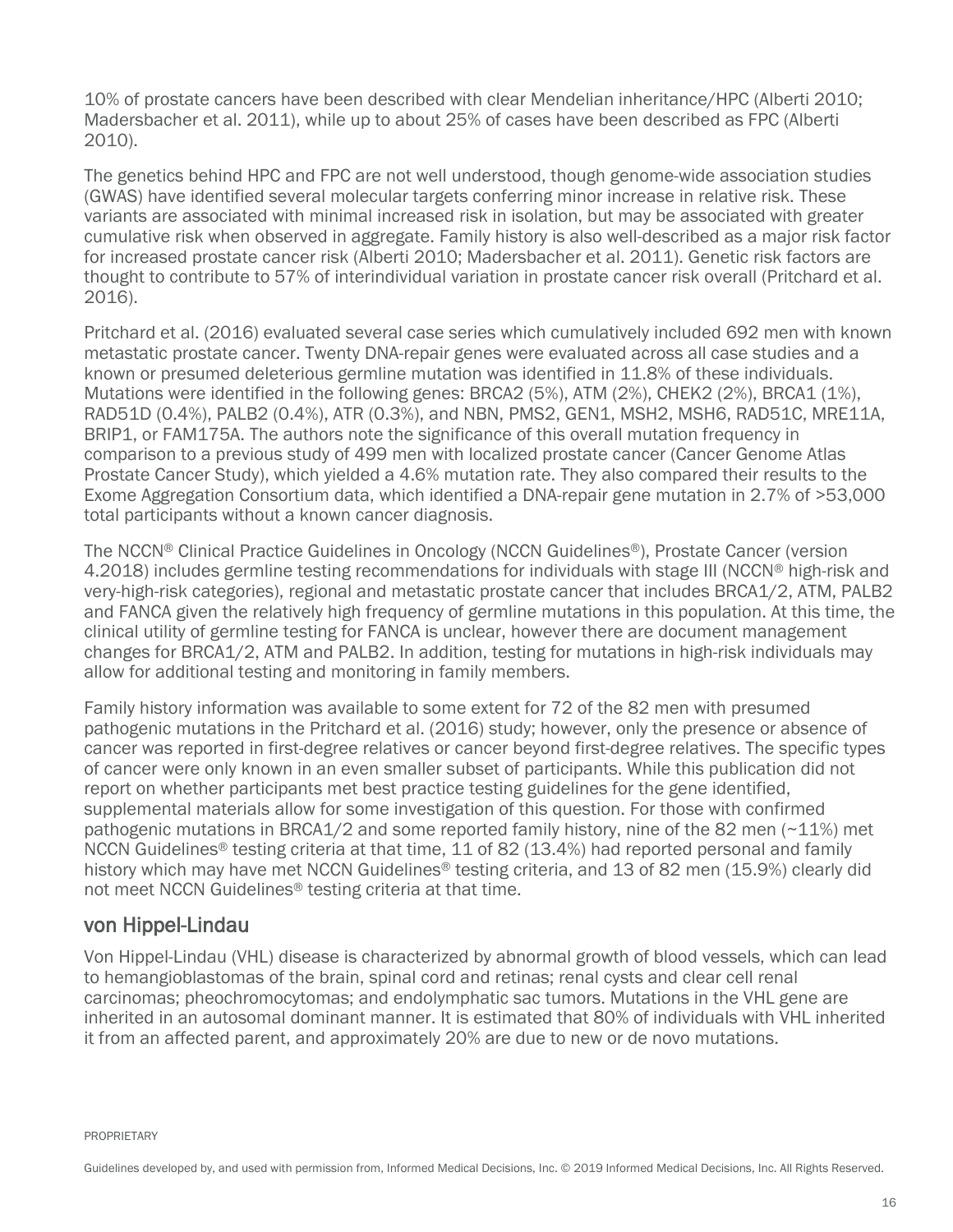10% of prostate cancers have been described with clear Mendelian inheritance/HPC (Alberti 2010; Madersbacher et al. 2011), while up to about 25% of cases have been described as FPC (Alberti 2010).

The genetics behind HPC and FPC are not well understood, though genome-wide association studies (GWAS) have identified several molecular targets conferring minor increase in relative risk. These variants are associated with minimal increased risk in isolation, but may be associated with greater cumulative risk when observed in aggregate. Family history is also well-described as a major risk factor for increased prostate cancer risk (Alberti 2010; Madersbacher et al. 2011). Genetic risk factors are thought to contribute to 57% of interindividual variation in prostate cancer risk overall (Pritchard et al. 2016).

Pritchard et al. (2016) evaluated several case series which cumulatively included 692 men with known metastatic prostate cancer. Twenty DNA-repair genes were evaluated across all case studies and a known or presumed deleterious germline mutation was identified in 11.8% of these individuals. Mutations were identified in the following genes: BRCA2 (5%), ATM (2%), CHEK2 (2%), BRCA1 (1%), RAD51D (0.4%), PALB2 (0.4%), ATR (0.3%), and NBN, PMS2, GEN1, MSH2, MSH6, RAD51C, MRE11A, BRIP1, or FAM175A. The authors note the significance of this overall mutation frequency in comparison to a previous study of 499 men with localized prostate cancer (Cancer Genome Atlas Prostate Cancer Study), which yielded a 4.6% mutation rate. They also compared their results to the Exome Aggregation Consortium data, which identified a DNA-repair gene mutation in 2.7% of >53,000 total participants without a known cancer diagnosis.

The NCCN® Clinical Practice Guidelines in Oncology (NCCN Guidelines®), Prostate Cancer (version 4.2018) includes germline testing recommendations for individuals with stage III (NCCN® high-risk and very-high-risk categories), regional and metastatic prostate cancer that includes BRCA1/2, ATM, PALB2 and FANCA given the relatively high frequency of germline mutations in this population. At this time, the clinical utility of germline testing for FANCA is unclear, however there are document management changes for BRCA1/2, ATM and PALB2. In addition, testing for mutations in high-risk individuals may allow for additional testing and monitoring in family members.

Family history information was available to some extent for 72 of the 82 men with presumed pathogenic mutations in the Pritchard et al. (2016) study; however, only the presence or absence of cancer was reported in first-degree relatives or cancer beyond first-degree relatives. The specific types of cancer were only known in an even smaller subset of participants. While this publication did not report on whether participants met best practice testing guidelines for the gene identified, supplemental materials allow for some investigation of this question. For those with confirmed pathogenic mutations in BRCA1/2 and some reported family history, nine of the 82 men (~11%) met NCCN Guidelines® testing criteria at that time, 11 of 82 (13.4%) had reported personal and family history which may have met NCCN Guidelines® testing criteria, and 13 of 82 men (15.9%) clearly did not meet NCCN Guidelines® testing criteria at that time.

## von Hippel-Lindau

Von Hippel-Lindau (VHL) disease is characterized by abnormal growth of blood vessels, which can lead to hemangioblastomas of the brain, spinal cord and retinas; renal cysts and clear cell renal carcinomas; pheochromocytomas; and endolymphatic sac tumors. Mutations in the VHL gene are inherited in an autosomal dominant manner. It is estimated that 80% of individuals with VHL inherited it from an affected parent, and approximately 20% are due to new or de novo mutations.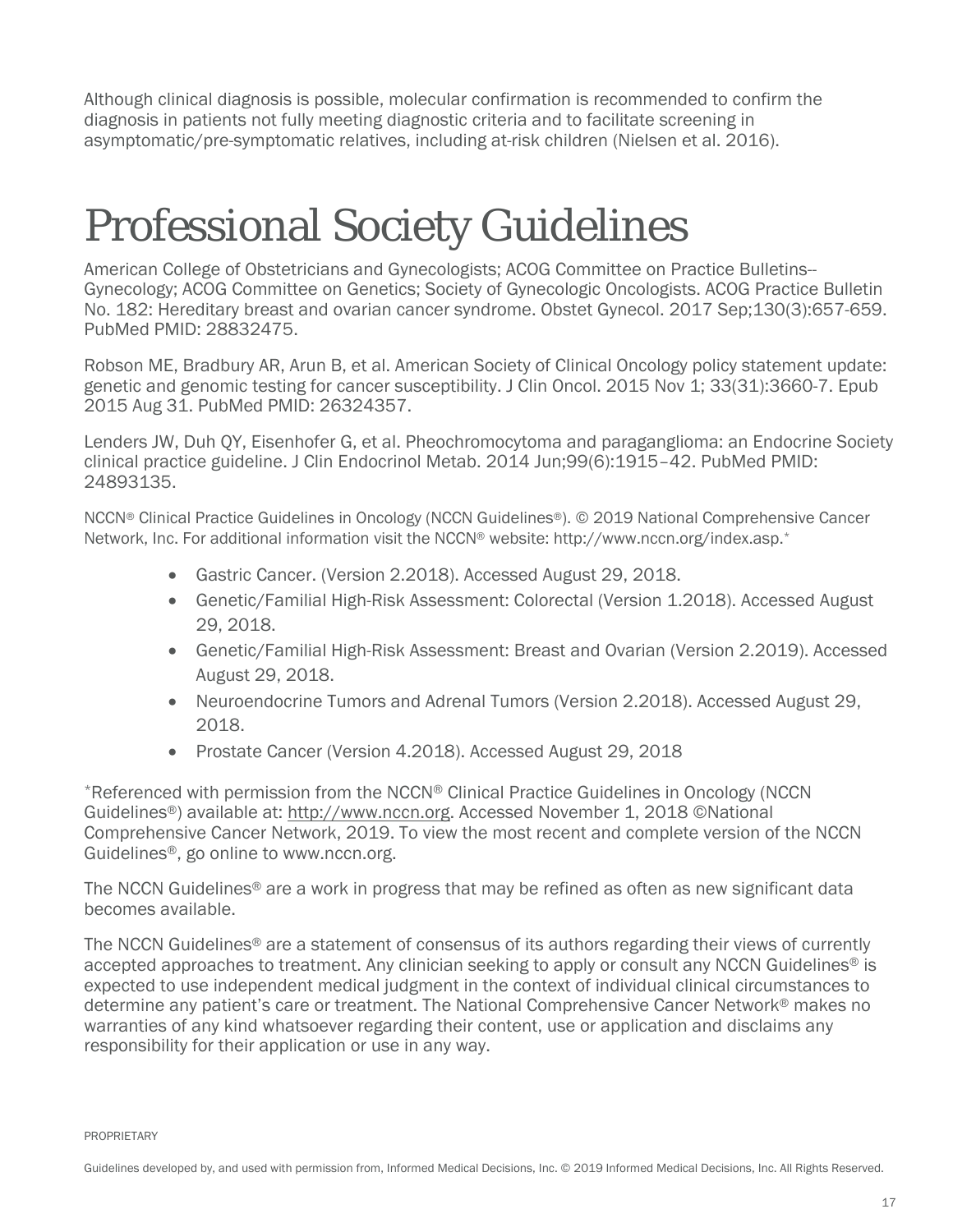Although clinical diagnosis is possible, molecular confirmation is recommended to confirm the diagnosis in patients not fully meeting diagnostic criteria and to facilitate screening in asymptomatic/pre-symptomatic relatives, including at-risk children (Nielsen et al. 2016).

# Professional Society Guidelines

American College of Obstetricians and Gynecologists; ACOG Committee on Practice Bulletins--Gynecology; ACOG Committee on Genetics; Society of Gynecologic Oncologists. ACOG Practice Bulletin No. 182: Hereditary breast and ovarian cancer syndrome. Obstet Gynecol. 2017 Sep;130(3):657-659. PubMed PMID: 28832475.

Robson ME, Bradbury AR, Arun B, et al. American Society of Clinical Oncology policy statement update: genetic and genomic testing for cancer susceptibility. J Clin Oncol. 2015 Nov 1; 33(31):3660-7. Epub 2015 Aug 31. PubMed PMID: 26324357.

Lenders JW, Duh QY, Eisenhofer G, et al. Pheochromocytoma and paraganglioma: an Endocrine Society clinical practice guideline. J Clin Endocrinol Metab. 2014 Jun;99(6):1915–42. PubMed PMID: 24893135.

NCCN® Clinical Practice Guidelines in Oncology (NCCN Guidelines®). © 2019 National Comprehensive Cancer Network, Inc. For additional information visit the NCCN® website: http://www.nccn.org/index.asp.*

- Gastric Cancer. (Version 2.2018). Accessed August 29, 2018.
- Genetic/Familial High-Risk Assessment: Colorectal (Version 1.2018). Accessed August 29, 2018.
- Genetic/Familial High-Risk Assessment: Breast and Ovarian (Version 2.2019). Accessed August 29, 2018.
- Neuroendocrine Tumors and Adrenal Tumors (Version 2.2018). Accessed August 29, 2018.
- Prostate Cancer (Version 4.2018). Accessed August 29, 2018

*Referenced with permission from the NCCN® Clinical Practice Guidelines in Oncology (NCCN Guidelines®) available at: http://www.nccn.org. Accessed November 1, 2018 ©National Comprehensive Cancer Network, 2019. To view the most recent and complete version of the NCCN Guidelines®, go online to www.nccn.org.

The NCCN Guidelines® are a work in progress that may be refined as often as new significant data becomes available.

The NCCN Guidelines® are a statement of consensus of its authors regarding their views of currently accepted approaches to treatment. Any clinician seeking to apply or consult any NCCN Guidelines® is expected to use independent medical judgment in the context of individual clinical circumstances to determine any patient's care or treatment. The National Comprehensive Cancer Network® makes no warranties of any kind whatsoever regarding their content, use or application and disclaims any responsibility for their application or use in any way.

PROPRIETARY

Guidelines developed by, and used with permission from, Informed Medical Decisions, Inc. © 2019 Informed Medical Decisions, Inc. All Rights Reserved.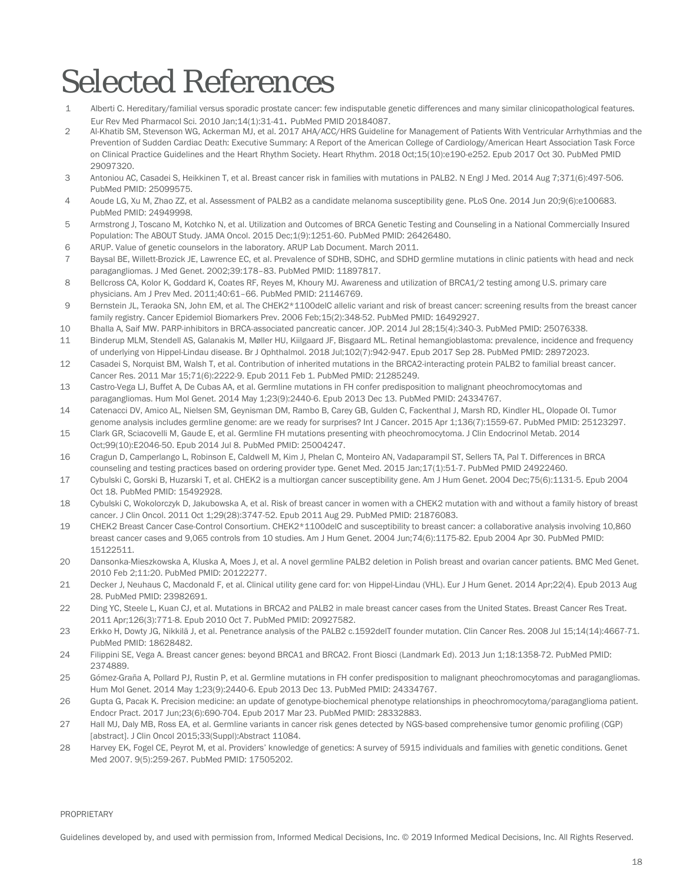# Selected References

1. Alberti C. Hereditary/familial versus sporadic prostate cancer: few indisputable genetic differences and many similar clinicopathological features. Eur Rev Med Pharmacol Sci. 2010 Jan;14(1):31-41. PubMed PMID 20184087.
2. Al-Khatib SM, Stevenson WG, Ackerman MJ, et al. 2017 AHA/ACC/HRS Guideline for Management of Patients With Ventricular Arrhythmias and the Prevention of Sudden Cardiac Death: Executive Summary: A Report of the American College of Cardiology/American Heart Association Task Force on Clinical Practice Guidelines and the Heart Rhythm Society. Heart Rhythm. 2018 Oct;15(10):e190-e252. Epub 2017 Oct 30. PubMed PMID 29097320.
3. Antoniou AC, Casadei S, Heikkinen T, et al. Breast cancer risk in families with mutations in PALB2. N Engl J Med. 2014 Aug 7;371(6):497-506. PubMed PMID: 25099575.
4. Aoude LG, Xu M, Zhao ZZ, et al. Assessment of PALB2 as a candidate melanoma susceptibility gene. PLoS One. 2014 Jun 20;9(6):e100683. PubMed PMID: 24949998.
5. Armstrong J, Toscano M, Kotchko N, et al. Utilization and Outcomes of BRCA Genetic Testing and Counseling in a National Commercially Insured Population: The ABOUT Study. JAMA Oncol. 2015 Dec;1(9):1251-60. PubMed PMID: 26426480.
6. ARUP. Value of genetic counselors in the laboratory. ARUP Lab Document. March 2011.
7. Baysal BE, Willett-Brozick JE, Lawrence EC, et al. Prevalence of SDHB, SDHC, and SDHD germline mutations in clinic patients with head and neck paragangliomas. J Med Genet. 2002;39:178–83. PubMed PMID: 11897817.
8. Bellcross CA, Kolor K, Goddard K, Coates RF, Reyes M, Khoury MJ. Awareness and utilization of BRCA1/2 testing among U.S. primary care physicians. Am J Prev Med. 2011;40:61–66. PubMed PMID: 21146769.
9. Bernstein JL, Teraoka SN, John EM, et al. The CHEK2*1100delC allelic variant and risk of breast cancer: screening results from the breast cancer family registry. Cancer Epidemiol Biomarkers Prev. 2006 Feb;15(2):348-52. PubMed PMID: 16492927.
10. Bhalla A, Saif MW. PARP-inhibitors in BRCA-associated pancreatic cancer. JOP. 2014 Jul 28;15(4):340-3. PubMed PMID: 25076338.
11. Binderup MLM, Stendell AS, Galanakis M, Møller HU, Kiilgaard JF, Bisgaard ML. Retinal hemangioblastoma: prevalence, incidence and frequency of underlying von Hippel-Lindau disease. Br J Ophthalmol. 2018 Jul;102(7):942-947. Epub 2017 Sep 28. PubMed PMID: 28972023.
12. Casadei S, Norquist BM, Walsh T, et al. Contribution of inherited mutations in the BRCA2-interacting protein PALB2 to familial breast cancer. Cancer Res. 2011 Mar 15;71(6):2222-9. Epub 2011 Feb 1. PubMed PMID: 21285249.
13. Castro-Vega LJ, Buffet A, De Cubas AA, et al. Germline mutations in FH confer predisposition to malignant pheochromocytomas and paragangliomas. Hum Mol Genet. 2014 May 1;23(9):2440-6. Epub 2013 Dec 13. PubMed PMID: 24334767.
14. Catenacci DV, Amico AL, Nielsen SM, Geynisman DM, Rambo B, Carey GB, Gulden C, Fackenthal J, Marsh RD, Kindler HL, Olopade OI. Tumor genome analysis includes germline genome: are we ready for surprises? Int J Cancer. 2015 Apr 1;136(7):1559-67. PubMed PMID: 25123297.
15. Clark GR, Sciacovelli M, Gaude E, et al. Germline FH mutations presenting with pheochromocytoma. J Clin Endocrinol Metab. 2014 Oct;99(10):E2046-50. Epub 2014 Jul 8. PubMed PMID: 25004247.
16. Cragun D, Camperlango L, Robinson E, Caldwell M, Kim J, Phelan C, Monteiro AN, Vadaparampil ST, Sellers TA, Pal T. Differences in BRCA counseling and testing practices based on ordering provider type. Genet Med. 2015 Jan;17(1):51-7. PubMed PMID 24922460.
17. Cybulski C, Gorski B, Huzarski T, et al. CHEK2 is a multiorgan cancer susceptibility gene. Am J Hum Genet. 2004 Dec;75(6):1131-5. Epub 2004 Oct 18. PubMed PMID: 15492928.
18. Cybulski C, Wokolorczyk D, Jakubowska A, et al. Risk of breast cancer in women with a CHEK2 mutation with and without a family history of breast cancer. J Clin Oncol. 2011 Oct 1;29(28):3747-52. Epub 2011 Aug 29. PubMed PMID: 21876083.
19. CHEK2 Breast Cancer Case-Control Consortium. CHEK2*1100delC and susceptibility to breast cancer: a collaborative analysis involving 10,860 breast cancer cases and 9,065 controls from 10 studies. Am J Hum Genet. 2004 Jun;74(6):1175-82. Epub 2004 Apr 30. PubMed PMID: 15122511.
20. Dansonka-Mieszkowska A, Kluska A, Moes J, et al. A novel germline PALB2 deletion in Polish breast and ovarian cancer patients. BMC Med Genet. 2010 Feb 2;11:20. PubMed PMID: 20122277.
21. Decker J, Neuhaus C, Macdonald F, et al. Clinical utility gene card for: von Hippel-Lindau (VHL). Eur J Hum Genet. 2014 Apr;22(4). Epub 2013 Aug 28. PubMed PMID: 23982691.
22. Ding YC, Steele L, Kuan CJ, et al. Mutations in BRCA2 and PALB2 in male breast cancer cases from the United States. Breast Cancer Res Treat. 2011 Apr;126(3):771-8. Epub 2010 Oct 7. PubMed PMID: 20927582.
23. Erkko H, Dowty JG, Nikkilä J, et al. Penetrance analysis of the PALB2 c.1592delT founder mutation. Clin Cancer Res. 2008 Jul 15;14(14):4667-71. PubMed PMID: 18628482.
24. Filippini SE, Vega A. Breast cancer genes: beyond BRCA1 and BRCA2. Front Biosci (Landmark Ed). 2013 Jun 1;18:1358-72. PubMed PMID: 2374889.
25. Gómez-Graña A, Pollard PJ, Rustin P, et al. Germline mutations in FH confer predisposition to malignant pheochromocytomas and paragangliomas. Hum Mol Genet. 2014 May 1;23(9):2440-6. Epub 2013 Dec 13. PubMed PMID: 24334767.
26. Gupta G, Pacak K. Precision medicine: an update of genotype-biochemical phenotype relationships in pheochromocytoma/paraganglioma patient. Endocr Pract. 2017 Jun;23(6):690-704. Epub 2017 Mar 23. PubMed PMID: 28332883.
27. Hall MJ, Daly MB, Ross EA, et al. Germline variants in cancer risk genes detected by NGS-based comprehensive tumor genomic profiling (CGP) [abstract]. J Clin Oncol 2015;33(Suppl):Abstract 11084.
28. Harvey EK, Fogel CE, Peyrot M, et al. Providers' knowledge of genetics: A survey of 5915 individuals and families with genetic conditions. Genet Med 2007. 9(5):259-267. PubMed PMID: 17505202.

PROPRIETARY

Guidelines developed by, and used with permission from, Informed Medical Decisions, Inc. © 2019 Informed Medical Decisions, Inc. All Rights Reserved.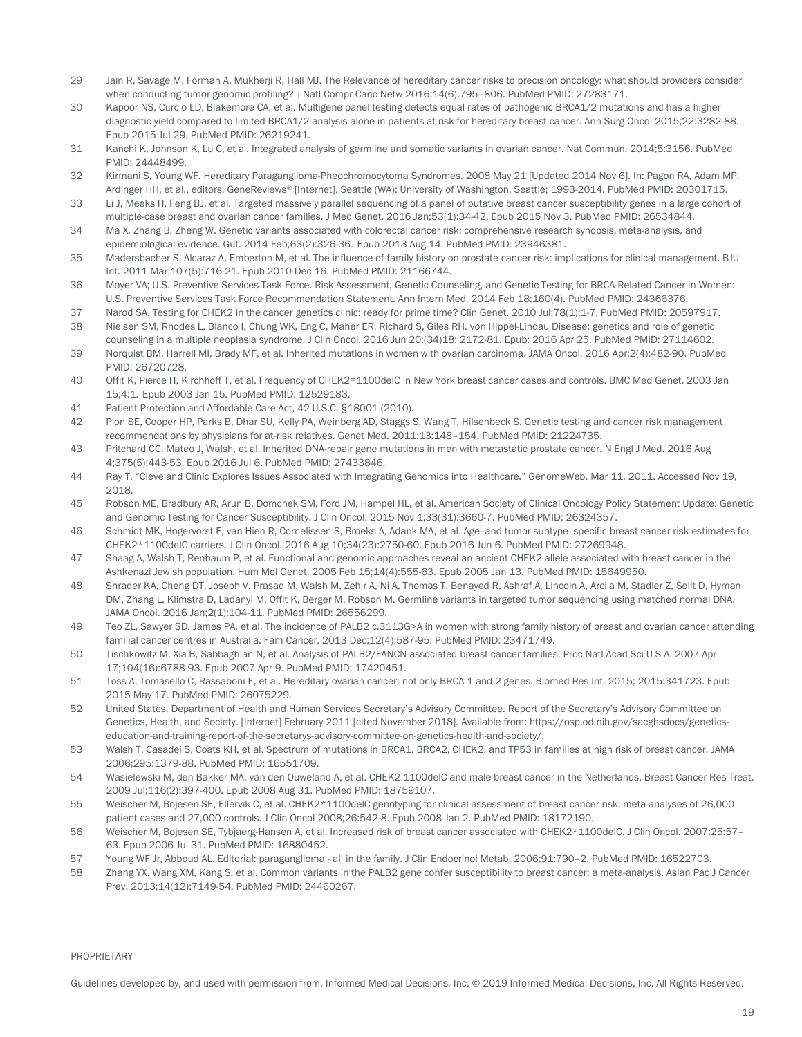29 Jain R, Savage M, Forman A, Mukherji R, Hall MJ. The Relevance of hereditary cancer risks to precision oncology: what should providers consider when conducting tumor genomic profiling? J Natl Compr Canc Netw 2016;14(6):795–806. PubMed PMID: 27283171.

30 Kapoor NS, Curcio LD, Blakemore CA, et al. Multigene panel testing detects equal rates of pathogenic BRCA1/2 mutations and has a higher diagnostic yield compared to limited BRCA1/2 analysis alone in patients at risk for hereditary breast cancer. Ann Surg Oncol 2015;22:3282-88. Epub 2015 Jul 29. PubMed PMID: 26219241.

31 Kanchi K, Johnson K, Lu C, et al. Integrated analysis of germline and somatic variants in ovarian cancer. Nat Commun. 2014;5:3156. PubMed PMID: 24448499.

32 Kirmani S, Young WF. Hereditary Paraganglioma-Pheochromocytoma Syndromes. 2008 May 21 [Updated 2014 Nov 6]. In: Pagon RA, Adam MP, Ardinger HH, et al., editors. GeneReviews® [Internet]. Seattle (WA): University of Washington, Seattle; 1993-2014. PubMed PMID: 20301715.

33 Li J, Meeks H, Feng BJ, et al. Targeted massively parallel sequencing of a panel of putative breast cancer susceptibility genes in a large cohort of multiple-case breast and ovarian cancer families. J Med Genet. 2016 Jan;53(1):34-42. Epub 2015 Nov 3. PubMed PMID: 26534844.

34 Ma X, Zhang B, Zheng W. Genetic variants associated with colorectal cancer risk: comprehensive research synopsis, meta-analysis, and epidemiological evidence. Gut. 2014 Feb;63(2):326-36. Epub 2013 Aug 14. PubMed PMID: 23946381.

35 Madersbacher S, Alcaraz A, Emberton M, et al. The influence of family history on prostate cancer risk: implications for clinical management. BJU Int. 2011 Mar;107(5):716-21. Epub 2010 Dec 16. PubMed PMID: 21166744.

36 Moyer VA; U.S. Preventive Services Task Force. Risk Assessment, Genetic Counseling, and Genetic Testing for BRCA-Related Cancer in Women: U.S. Preventive Services Task Force Recommendation Statement. Ann Intern Med. 2014 Feb 18;160(4). PubMed PMID: 24366376.

37 Narod SA. Testing for CHEK2 in the cancer genetics clinic: ready for prime time? Clin Genet. 2010 Jul;78(1):1-7. PubMed PMID: 20597917.

38 Nielsen SM, Rhodes L, Blanco I, Chung WK, Eng C, Maher ER, Richard S, Giles RH. von Hippel-Lindau Disease: genetics and role of genetic counseling in a multiple neoplasia syndrome. J Clin Oncol. 2016 Jun 20;(34)18: 2172-81. Epub: 2016 Apr 25. PubMed PMID: 27114602.

39 Norquist BM, Harrell MI, Brady MF, et al. Inherited mutations in women with ovarian carcinoma. JAMA Oncol. 2016 Apr;2(4):482-90. PubMed PMID: 26720728.

40 Offit K, Pierce H, Kirchhoff T, et al. Frequency of CHEK2*1100delC in New York breast cancer cases and controls. BMC Med Genet. 2003 Jan 15;4:1. Epub 2003 Jan 15. PubMed PMID: 12529183.

41 Patient Protection and Affordable Care Act, 42 U.S.C. §18001 (2010).

42 Plon SE, Cooper HP, Parks B, Dhar SU, Kelly PA, Weinberg AD, Staggs S, Wang T, Hilsenbeck S. Genetic testing and cancer risk management recommendations by physicians for at-risk relatives. Genet Med. 2011;13:148–154. PubMed PMID: 21224735.

43 Pritchard CC, Mateo J, Walsh, et al. Inherited DNA-repair gene mutations in men with metastatic prostate cancer. N Engl J Med. 2016 Aug 4;375(5):443-53. Epub 2016 Jul 6. PubMed PMID: 27433846.

44 Ray T. "Cleveland Clinic Explores Issues Associated with Integrating Genomics into Healthcare." GenomeWeb. Mar 11, 2011. Accessed Nov 19, 2018.

45 Robson ME, Bradbury AR, Arun B, Domchek SM, Ford JM, Hampel HL, et al. American Society of Clinical Oncology Policy Statement Update: Genetic and Genomic Testing for Cancer Susceptibility. J Clin Oncol. 2015 Nov 1;33(31):3660-7. PubMed PMID: 26324357.

46 Schmidt MK, Hogervorst F, van Hien R, Cornelissen S, Broeks A, Adank MA, et al. Age- and tumor subtype- specific breast cancer risk estimates for CHEK2*1100delC carriers. J Clin Oncol. 2016 Aug 10;34(23):2750-60. Epub 2016 Jun 6. PubMed PMID: 27269948.

47 Shaag A, Walsh T, Renbaum P, et al. Functional and genomic approaches reveal an ancient CHEK2 allele associated with breast cancer in the Ashkenazi Jewish population. Hum Mol Genet. 2005 Feb 15;14(4):555-63. Epub 2005 Jan 13. PubMed PMID: 15649950.

48 Shrader KA, Cheng DT, Joseph V, Prasad M, Walsh M, Zehir A, Ni A, Thomas T, Benayed R, Ashraf A, Lincoln A, Arcila M, Stadler Z, Solit D, Hyman DM, Zhang L, Klimstra D, Ladanyi M, Offit K, Berger M, Robson M. Germline variants in targeted tumor sequencing using matched normal DNA. JAMA Oncol. 2016 Jan;2(1):104-11. PubMed PMID: 26556299.

49 Teo ZL, Sawyer SD, James PA, et al. The incidence of PALB2 c.3113G>A in women with strong family history of breast and ovarian cancer attending familial cancer centres in Australia. Fam Cancer. 2013 Dec;12(4):587-95. PubMed PMID: 23471749.

50 Tischkowitz M, Xia B, Sabbaghian N, et al. Analysis of PALB2/FANCN-associated breast cancer families. Proc Natl Acad Sci U S A. 2007 Apr 17;104(16):6788-93. Epub 2007 Apr 9. PubMed PMID: 17420451.

51 Toss A, Tomasello C, Rassaboni E, et al. Hereditary ovarian cancer: not only BRCA 1 and 2 genes. Biomed Res Int. 2015; 2015:341723. Epub 2015 May 17. PubMed PMID: 26075229.

52 United States, Department of Health and Human Services Secretary's Advisory Committee. Report of the Secretary's Advisory Committee on Genetics, Health, and Society. [Internet] February 2011 [cited November 2018]. Available from: https://osp.od.nih.gov/sacghsdocs/genetics-education-and-training-report-of-the-secretarys-advisory-committee-on-genetics-health-and-society/.

53 Walsh T, Casadei S, Coats KH, et al. Spectrum of mutations in BRCA1, BRCA2, CHEK2, and TP53 in families at high risk of breast cancer. JAMA 2006;295:1379-88. PubMed PMID: 16551709.

54 Wasielewski M, den Bakker MA, van den Ouweland A, et al. CHEK2 1100delC and male breast cancer in the Netherlands. Breast Cancer Res Treat. 2009 Jul;116(2):397-400. Epub 2008 Aug 31. PubMed PMID: 18759107.

55 Weischer M, Bojesen SE, Ellervik C, et al. CHEK2*1100delC genotyping for clinical assessment of breast cancer risk: meta-analyses of 26,000 patient cases and 27,000 controls. J Clin Oncol 2008;26:542-8. Epub 2008 Jan 2. PubMed PMID: 18172190.

56 Weischer M, Bojesen SE, Tybjaerg-Hansen A, et al. Increased risk of breast cancer associated with CHEK2*1100delC. J Clin Oncol. 2007;25:57–63. Epub 2006 Jul 31. PubMed PMID: 16880452.

57 Young WF Jr, Abboud AL. Editorial: paraganglioma - all in the family. J Clin Endocrinol Metab. 2006;91:790–2. PubMed PMID: 16522703.

58 Zhang YX, Wang XM, Kang S, et al. Common variants in the PALB2 gene confer susceptibility to breast cancer: a meta-analysis. Asian Pac J Cancer Prev. 2013;14(12):7149-54. PubMed PMID: 24460267.

PROPRIETARY

Guidelines developed by, and used with permission from, Informed Medical Decisions, Inc. © 2019 Informed Medical Decisions, Inc. All Rights Reserved.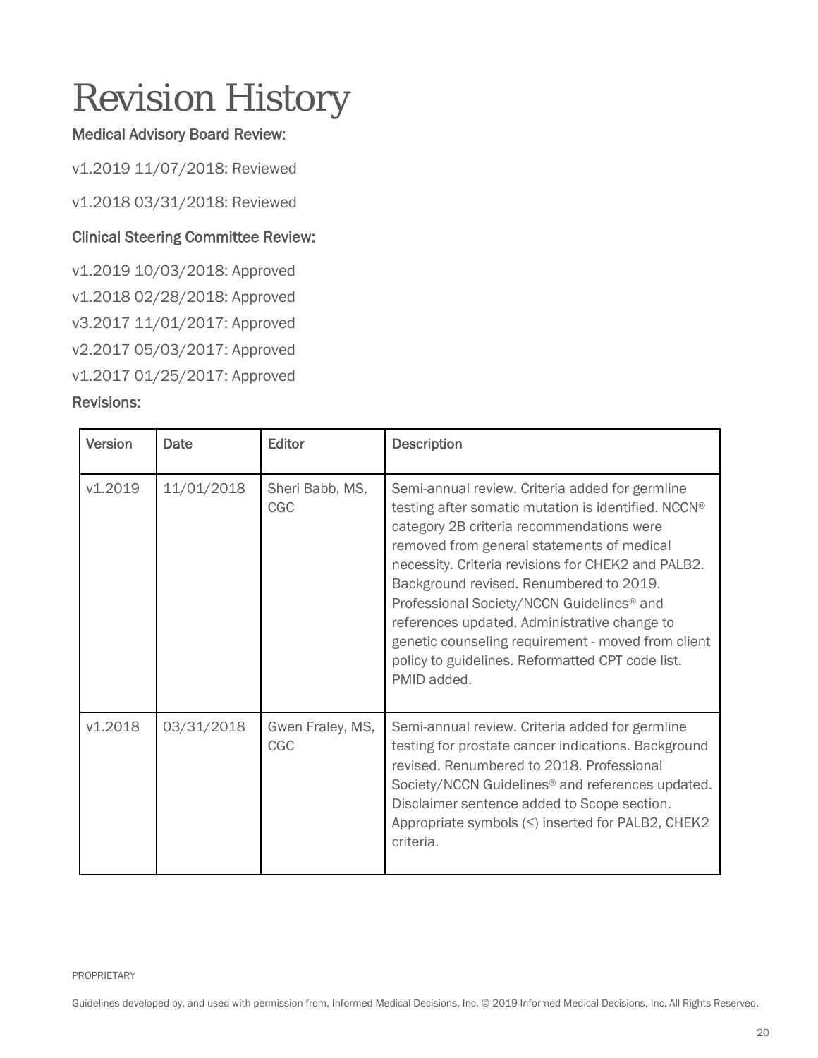# Revision History

### Medical Advisory Board Review:

v1.2019 11/07/2018: Reviewed

v1.2018 03/31/2018: Reviewed

### Clinical Steering Committee Review:

v1.2019 10/03/2018: Approved

v1.2018 02/28/2018: Approved

v3.2017 11/01/2017: Approved

v2.2017 05/03/2017: Approved

v1.2017 01/25/2017: Approved

### Revisions:

| Version | Date | Editor | Description |
|---|---|---|---|
| v1.2019 | 11/01/2018 | Sheri Babb, MS, CGC | Semi-annual review. Criteria added for germline testing after somatic mutation is identified. NCCN® category 2B criteria recommendations were removed from general statements of medical necessity. Criteria revisions for CHEK2 and PALB2. Background revised. Renumbered to 2019. Professional Society/NCCN Guidelines® and references updated. Administrative change to genetic counseling requirement - moved from client policy to guidelines. Reformatted CPT code list. PMID added. |
| v1.2018 | 03/31/2018 | Gwen Fraley, MS, CGC | Semi-annual review. Criteria added for germline testing for prostate cancer indications. Background revised. Renumbered to 2018. Professional Society/NCCN Guidelines® and references updated. Disclaimer sentence added to Scope section. Appropriate symbols (≤) inserted for PALB2, CHEK2 criteria. |

PROPRIETARY

Guidelines developed by, and used with permission from, Informed Medical Decisions, Inc. © 2019 Informed Medical Decisions, Inc. All Rights Reserved.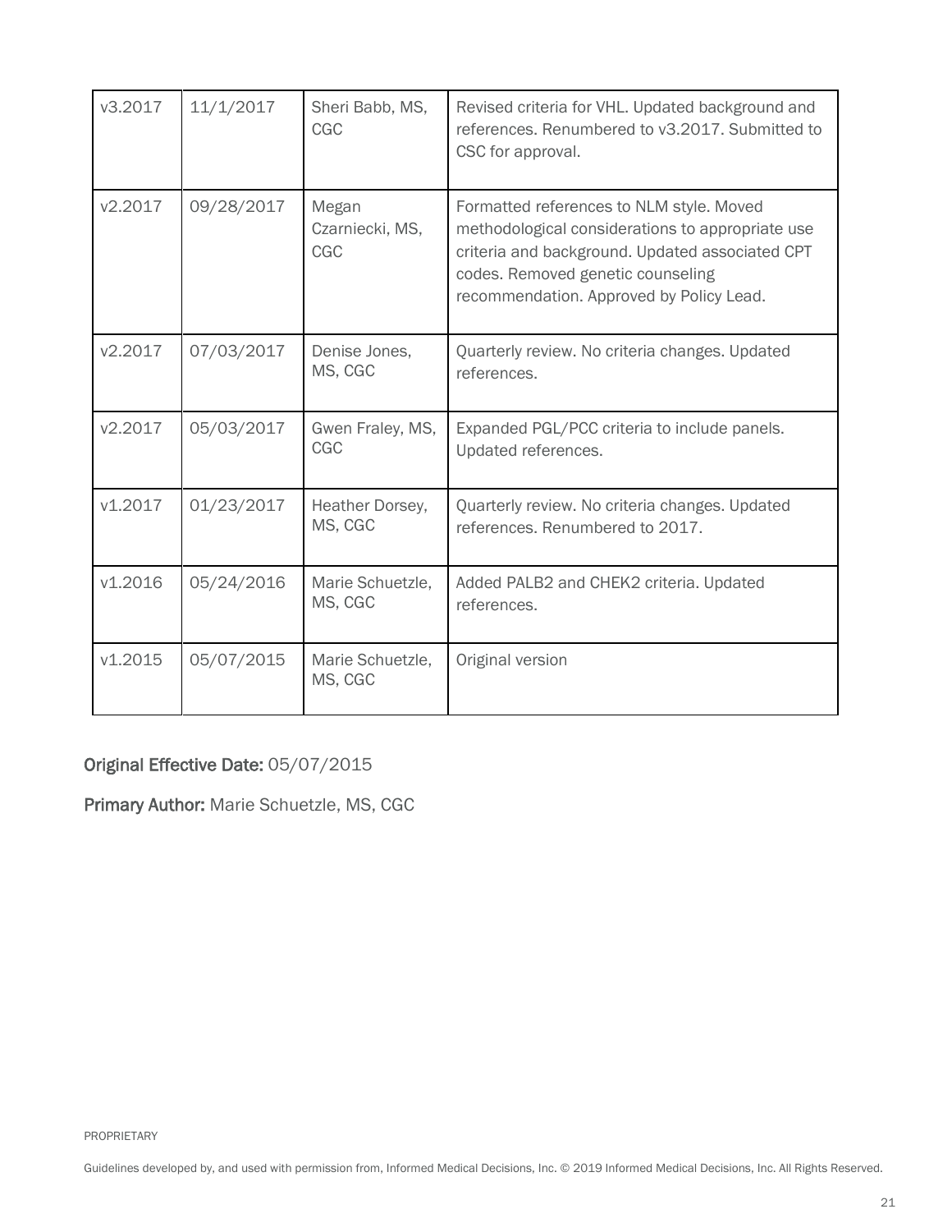| | | | |
|---|---|---|---|
| v3.2017 | 11/1/2017 | Sheri Babb, MS, CGC | Revised criteria for VHL. Updated background and references. Renumbered to v3.2017. Submitted to CSC for approval. |
| v2.2017 | 09/28/2017 | Megan Czarniecki, MS, CGC | Formatted references to NLM style. Moved methodological considerations to appropriate use criteria and background. Updated associated CPT codes. Removed genetic counseling recommendation. Approved by Policy Lead. |
| v2.2017 | 07/03/2017 | Denise Jones, MS, CGC | Quarterly review. No criteria changes. Updated references. |
| v2.2017 | 05/03/2017 | Gwen Fraley, MS, CGC | Expanded PGL/PCC criteria to include panels. Updated references. |
| v1.2017 | 01/23/2017 | Heather Dorsey, MS, CGC | Quarterly review. No criteria changes. Updated references. Renumbered to 2017. |
| v1.2016 | 05/24/2016 | Marie Schuetzle, MS, CGC | Added PALB2 and CHEK2 criteria. Updated references. |
| v1.2015 | 05/07/2015 | Marie Schuetzle, MS, CGC | Original version |

**Original Effective Date:** 05/07/2015

**Primary Author:** Marie Schuetzle, MS, CGC

PROPRIETARY

Guidelines developed by, and used with permission from, Informed Medical Decisions, Inc. © 2019 Informed Medical Decisions, Inc. All Rights Reserved.